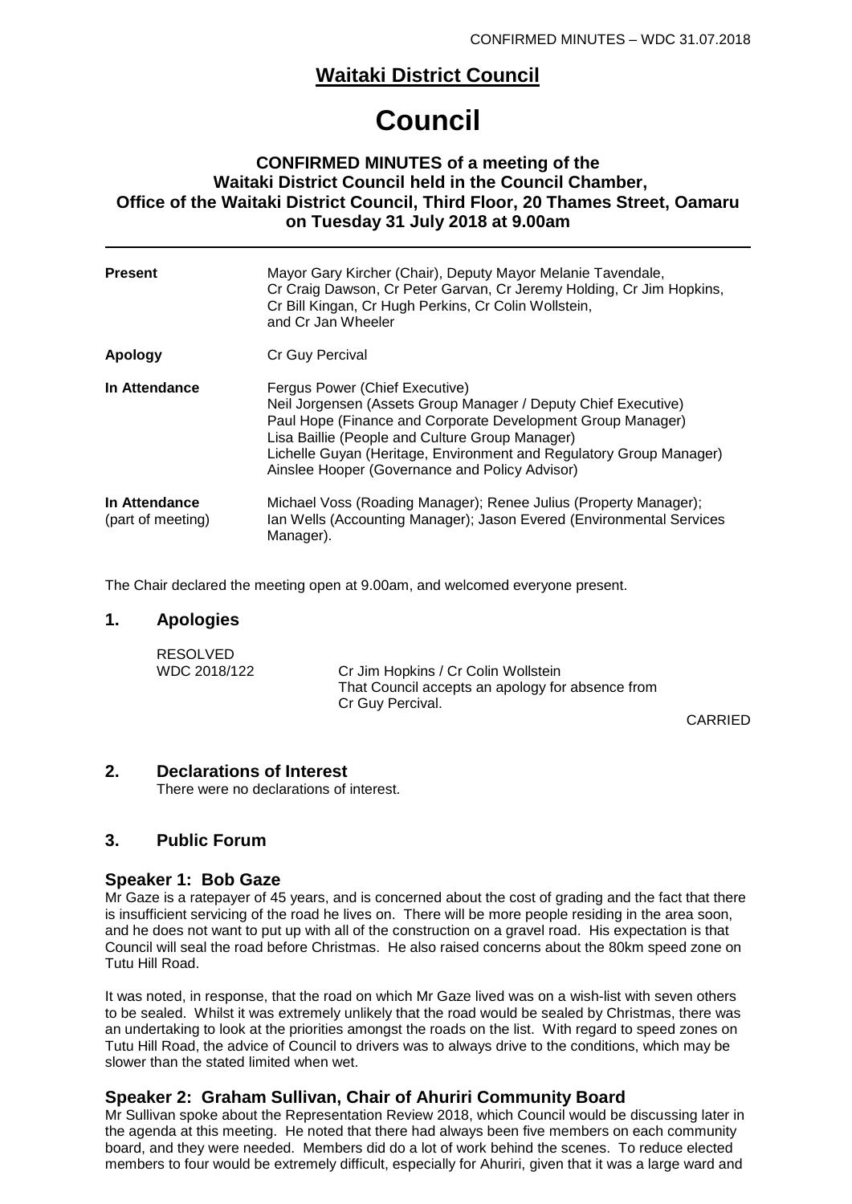# Waitaki District Council

# Council

### CONFIRMED MINUTES of a meeting of the Waitaki District Council held in the Council Chamber, Office of the Waitaki District Council, Third Floor, 20 Thames Street, Oamaru on Tuesday 31 July 2018 at 9.00am

| | |
|---|---|
| **Present** | Mayor Gary Kircher (Chair), Deputy Mayor Melanie Tavendale, Cr Craig Dawson, Cr Peter Garvan, Cr Jeremy Holding, Cr Jim Hopkins, Cr Bill Kingan, Cr Hugh Perkins, Cr Colin Wollstein, and Cr Jan Wheeler |
| **Apology** | Cr Guy Percival |
| **In Attendance** | Fergus Power (Chief Executive)<br>Neil Jorgensen (Assets Group Manager / Deputy Chief Executive)<br>Paul Hope (Finance and Corporate Development Group Manager)<br>Lisa Baillie (People and Culture Group Manager)<br>Lichelle Guyan (Heritage, Environment and Regulatory Group Manager)<br>Ainslee Hooper (Governance and Policy Advisor) |
| **In Attendance** (part of meeting) | Michael Voss (Roading Manager); Renee Julius (Property Manager); Ian Wells (Accounting Manager); Jason Evered (Environmental Services Manager). |

The Chair declared the meeting open at 9.00am, and welcomed everyone present.

## 1. Apologies

RESOLVED
WDC 2018/122 — Cr Jim Hopkins / Cr Colin Wollstein
That Council accepts an apology for absence from Cr Guy Percival.

CARRIED

## 2. Declarations of Interest

There were no declarations of interest.

## 3. Public Forum

### Speaker 1: Bob Gaze

Mr Gaze is a ratepayer of 45 years, and is concerned about the cost of grading and the fact that there is insufficient servicing of the road he lives on. There will be more people residing in the area soon, and he does not want to put up with all of the construction on a gravel road. His expectation is that Council will seal the road before Christmas. He also raised concerns about the 80km speed zone on Tutu Hill Road.

It was noted, in response, that the road on which Mr Gaze lived was on a wish-list with seven others to be sealed. Whilst it was extremely unlikely that the road would be sealed by Christmas, there was an undertaking to look at the priorities amongst the roads on the list. With regard to speed zones on Tutu Hill Road, the advice of Council to drivers was to always drive to the conditions, which may be slower than the stated limited when wet.

### Speaker 2: Graham Sullivan, Chair of Ahuriri Community Board

Mr Sullivan spoke about the Representation Review 2018, which Council would be discussing later in the agenda at this meeting. He noted that there had always been five members on each community board, and they were needed. Members did do a lot of work behind the scenes. To reduce elected members to four would be extremely difficult, especially for Ahuriri, given that it was a large ward and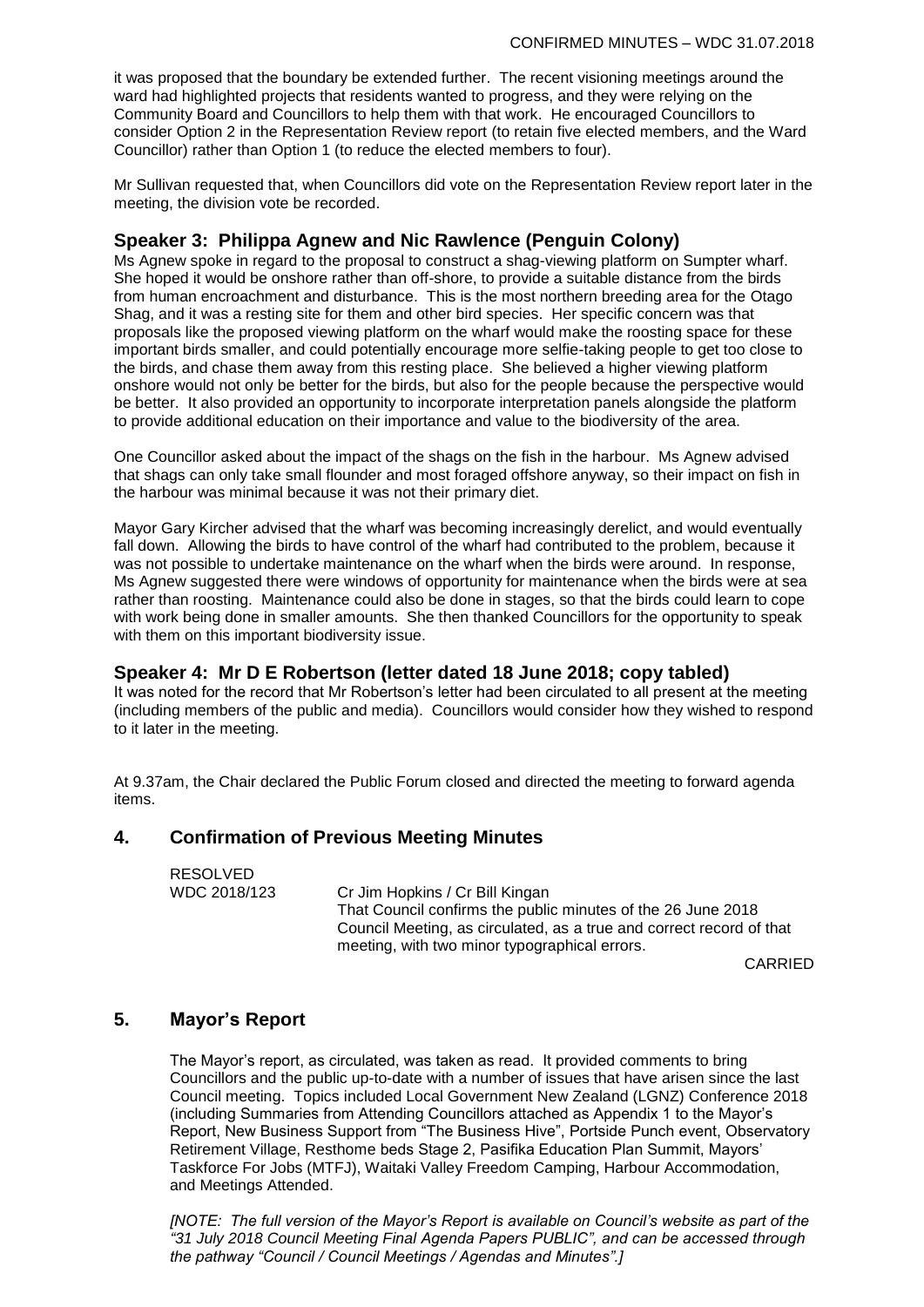it was proposed that the boundary be extended further. The recent visioning meetings around the ward had highlighted projects that residents wanted to progress, and they were relying on the Community Board and Councillors to help them with that work. He encouraged Councillors to consider Option 2 in the Representation Review report (to retain five elected members, and the Ward Councillor) rather than Option 1 (to reduce the elected members to four).

Mr Sullivan requested that, when Councillors did vote on the Representation Review report later in the meeting, the division vote be recorded.

### Speaker 3: Philippa Agnew and Nic Rawlence (Penguin Colony)

Ms Agnew spoke in regard to the proposal to construct a shag-viewing platform on Sumpter wharf. She hoped it would be onshore rather than off-shore, to provide a suitable distance from the birds from human encroachment and disturbance. This is the most northern breeding area for the Otago Shag, and it was a resting site for them and other bird species. Her specific concern was that proposals like the proposed viewing platform on the wharf would make the roosting space for these important birds smaller, and could potentially encourage more selfie-taking people to get too close to the birds, and chase them away from this resting place. She believed a higher viewing platform onshore would not only be better for the birds, but also for the people because the perspective would be better. It also provided an opportunity to incorporate interpretation panels alongside the platform to provide additional education on their importance and value to the biodiversity of the area.

One Councillor asked about the impact of the shags on the fish in the harbour. Ms Agnew advised that shags can only take small flounder and most foraged offshore anyway, so their impact on fish in the harbour was minimal because it was not their primary diet.

Mayor Gary Kircher advised that the wharf was becoming increasingly derelict, and would eventually fall down. Allowing the birds to have control of the wharf had contributed to the problem, because it was not possible to undertake maintenance on the wharf when the birds were around. In response, Ms Agnew suggested there were windows of opportunity for maintenance when the birds were at sea rather than roosting. Maintenance could also be done in stages, so that the birds could learn to cope with work being done in smaller amounts. She then thanked Councillors for the opportunity to speak with them on this important biodiversity issue.

### Speaker 4: Mr D E Robertson (letter dated 18 June 2018; copy tabled)

It was noted for the record that Mr Robertson's letter had been circulated to all present at the meeting (including members of the public and media). Councillors would consider how they wished to respond to it later in the meeting.

At 9.37am, the Chair declared the Public Forum closed and directed the meeting to forward agenda items.

## 4. Confirmation of Previous Meeting Minutes

RESOLVED
WDC 2018/123 — Cr Jim Hopkins / Cr Bill Kingan

That Council confirms the public minutes of the 26 June 2018 Council Meeting, as circulated, as a true and correct record of that meeting, with two minor typographical errors.

CARRIED

## 5. Mayor's Report

The Mayor's report, as circulated, was taken as read. It provided comments to bring Councillors and the public up-to-date with a number of issues that have arisen since the last Council meeting. Topics included Local Government New Zealand (LGNZ) Conference 2018 (including Summaries from Attending Councillors attached as Appendix 1 to the Mayor's Report, New Business Support from "The Business Hive", Portside Punch event, Observatory Retirement Village, Resthome beds Stage 2, Pasifika Education Plan Summit, Mayors' Taskforce For Jobs (MTFJ), Waitaki Valley Freedom Camping, Harbour Accommodation, and Meetings Attended.

*[NOTE: The full version of the Mayor's Report is available on Council's website as part of the "31 July 2018 Council Meeting Final Agenda Papers PUBLIC", and can be accessed through the pathway "Council / Council Meetings / Agendas and Minutes".]*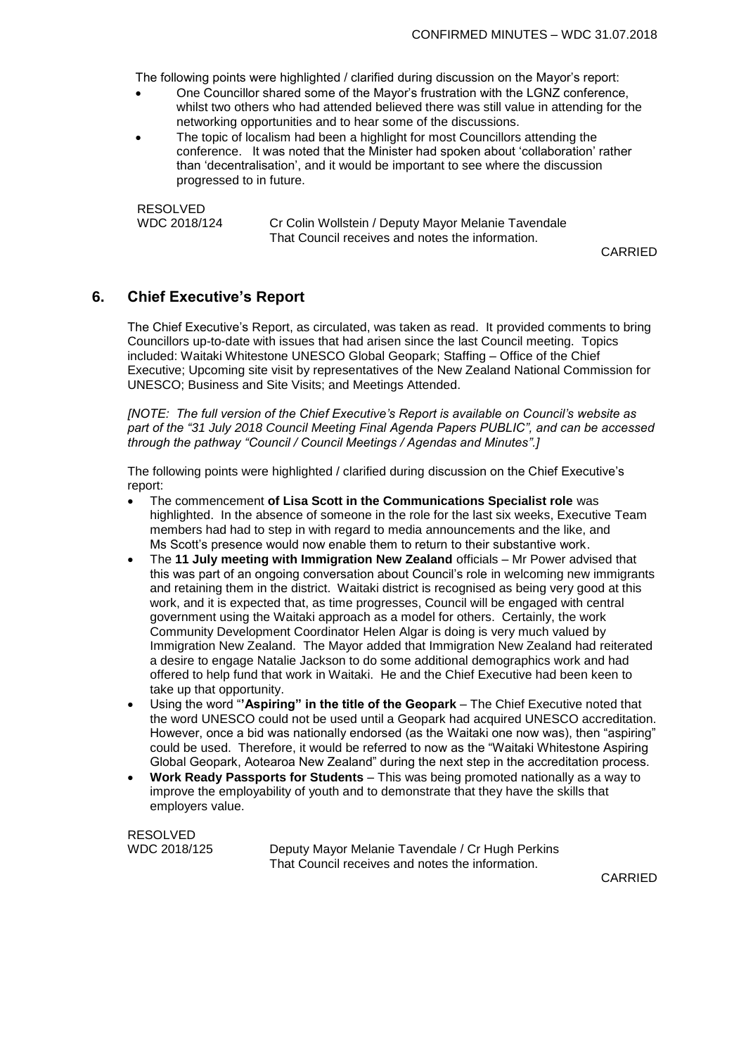The following points were highlighted / clarified during discussion on the Mayor's report:

- One Councillor shared some of the Mayor's frustration with the LGNZ conference, whilst two others who had attended believed there was still value in attending for the networking opportunities and to hear some of the discussions.
- The topic of localism had been a highlight for most Councillors attending the conference. It was noted that the Minister had spoken about 'collaboration' rather than 'decentralisation', and it would be important to see where the discussion progressed to in future.

RESOLVED
WDC 2018/124 Cr Colin Wollstein / Deputy Mayor Melanie Tavendale
That Council receives and notes the information.

CARRIED

## 6. Chief Executive's Report

The Chief Executive's Report, as circulated, was taken as read. It provided comments to bring Councillors up-to-date with issues that had arisen since the last Council meeting. Topics included: Waitaki Whitestone UNESCO Global Geopark; Staffing – Office of the Chief Executive; Upcoming site visit by representatives of the New Zealand National Commission for UNESCO; Business and Site Visits; and Meetings Attended.

*[NOTE: The full version of the Chief Executive's Report is available on Council's website as part of the "31 July 2018 Council Meeting Final Agenda Papers PUBLIC", and can be accessed through the pathway "Council / Council Meetings / Agendas and Minutes".]*

The following points were highlighted / clarified during discussion on the Chief Executive's report:

- The commencement **of Lisa Scott in the Communications Specialist role** was highlighted. In the absence of someone in the role for the last six weeks, Executive Team members had had to step in with regard to media announcements and the like, and Ms Scott's presence would now enable them to return to their substantive work.
- The **11 July meeting with Immigration New Zealand** officials – Mr Power advised that this was part of an ongoing conversation about Council's role in welcoming new immigrants and retaining them in the district. Waitaki district is recognised as being very good at this work, and it is expected that, as time progresses, Council will be engaged with central government using the Waitaki approach as a model for others. Certainly, the work Community Development Coordinator Helen Algar is doing is very much valued by Immigration New Zealand. The Mayor added that Immigration New Zealand had reiterated a desire to engage Natalie Jackson to do some additional demographics work and had offered to help fund that work in Waitaki. He and the Chief Executive had been keen to take up that opportunity.
- Using the word "**'Aspiring" in the title of the Geopark** – The Chief Executive noted that the word UNESCO could not be used until a Geopark had acquired UNESCO accreditation. However, once a bid was nationally endorsed (as the Waitaki one now was), then "aspiring" could be used. Therefore, it would be referred to now as the "Waitaki Whitestone Aspiring Global Geopark, Aotearoa New Zealand" during the next step in the accreditation process.
- **Work Ready Passports for Students** – This was being promoted nationally as a way to improve the employability of youth and to demonstrate that they have the skills that employers value.

RESOLVED
WDC 2018/125 Deputy Mayor Melanie Tavendale / Cr Hugh Perkins
That Council receives and notes the information.

CARRIED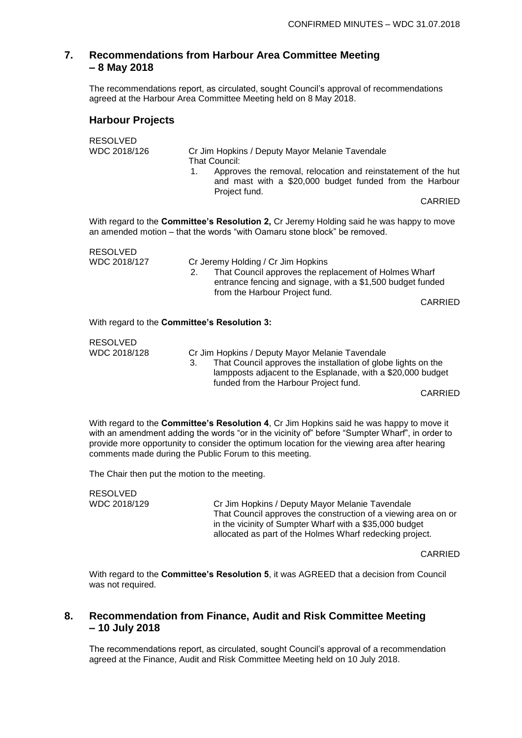## 7. Recommendations from Harbour Area Committee Meeting – 8 May 2018

The recommendations report, as circulated, sought Council's approval of recommendations agreed at the Harbour Area Committee Meeting held on 8 May 2018.

### Harbour Projects

RESOLVED
WDC 2018/126 Cr Jim Hopkins / Deputy Mayor Melanie Tavendale
That Council:

1. Approves the removal, relocation and reinstatement of the hut and mast with a $20,000 budget funded from the Harbour Project fund.

CARRIED

With regard to the **Committee's Resolution 2,** Cr Jeremy Holding said he was happy to move an amended motion – that the words "with Oamaru stone block" be removed.

RESOLVED
WDC 2018/127 Cr Jeremy Holding / Cr Jim Hopkins

2. That Council approves the replacement of Holmes Wharf entrance fencing and signage, with a $1,500 budget funded from the Harbour Project fund.

CARRIED

With regard to the **Committee's Resolution 3:**

RESOLVED
WDC 2018/128 Cr Jim Hopkins / Deputy Mayor Melanie Tavendale

3. That Council approves the installation of globe lights on the lampposts adjacent to the Esplanade, with a $20,000 budget funded from the Harbour Project fund.

CARRIED

With regard to the **Committee's Resolution 4**, Cr Jim Hopkins said he was happy to move it with an amendment adding the words "or in the vicinity of" before "Sumpter Wharf", in order to provide more opportunity to consider the optimum location for the viewing area after hearing comments made during the Public Forum to this meeting.

The Chair then put the motion to the meeting.

RESOLVED
WDC 2018/129 Cr Jim Hopkins / Deputy Mayor Melanie Tavendale
That Council approves the construction of a viewing area on or in the vicinity of Sumpter Wharf with a $35,000 budget allocated as part of the Holmes Wharf redecking project.

CARRIED

With regard to the **Committee's Resolution 5**, it was AGREED that a decision from Council was not required.

## 8. Recommendation from Finance, Audit and Risk Committee Meeting – 10 July 2018

The recommendations report, as circulated, sought Council's approval of a recommendation agreed at the Finance, Audit and Risk Committee Meeting held on 10 July 2018.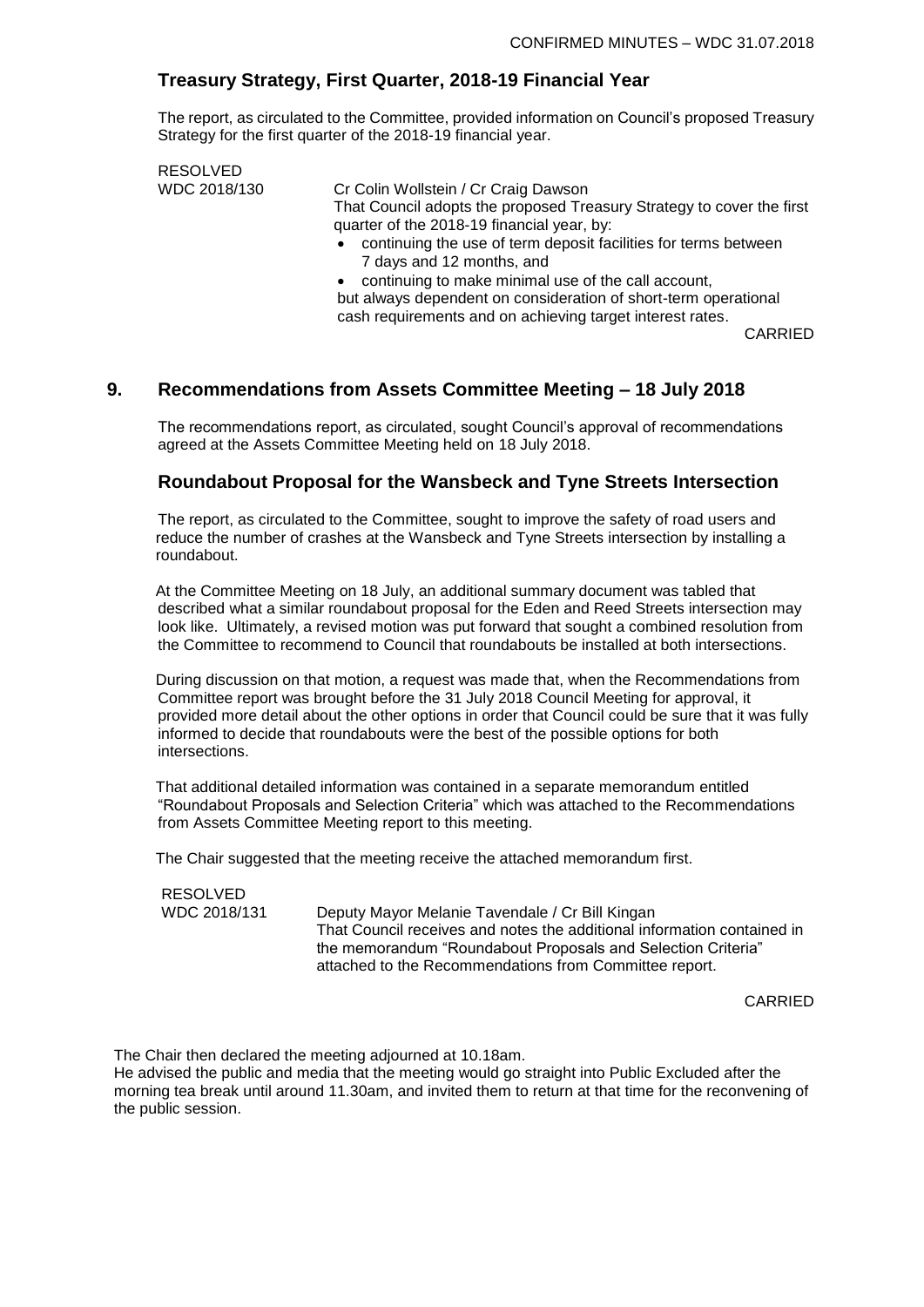### Treasury Strategy, First Quarter, 2018-19 Financial Year

The report, as circulated to the Committee, provided information on Council's proposed Treasury Strategy for the first quarter of the 2018-19 financial year.

RESOLVED
WDC 2018/130

Cr Colin Wollstein / Cr Craig Dawson
That Council adopts the proposed Treasury Strategy to cover the first quarter of the 2018-19 financial year, by:

- continuing the use of term deposit facilities for terms between 7 days and 12 months, and
- continuing to make minimal use of the call account,

but always dependent on consideration of short-term operational cash requirements and on achieving target interest rates.

CARRIED

## 9. Recommendations from Assets Committee Meeting – 18 July 2018

The recommendations report, as circulated, sought Council's approval of recommendations agreed at the Assets Committee Meeting held on 18 July 2018.

### Roundabout Proposal for the Wansbeck and Tyne Streets Intersection

The report, as circulated to the Committee, sought to improve the safety of road users and reduce the number of crashes at the Wansbeck and Tyne Streets intersection by installing a roundabout.

At the Committee Meeting on 18 July, an additional summary document was tabled that described what a similar roundabout proposal for the Eden and Reed Streets intersection may look like. Ultimately, a revised motion was put forward that sought a combined resolution from the Committee to recommend to Council that roundabouts be installed at both intersections.

During discussion on that motion, a request was made that, when the Recommendations from Committee report was brought before the 31 July 2018 Council Meeting for approval, it provided more detail about the other options in order that Council could be sure that it was fully informed to decide that roundabouts were the best of the possible options for both intersections.

That additional detailed information was contained in a separate memorandum entitled "Roundabout Proposals and Selection Criteria" which was attached to the Recommendations from Assets Committee Meeting report to this meeting.

The Chair suggested that the meeting receive the attached memorandum first.

RESOLVED
WDC 2018/131

Deputy Mayor Melanie Tavendale / Cr Bill Kingan
That Council receives and notes the additional information contained in the memorandum "Roundabout Proposals and Selection Criteria" attached to the Recommendations from Committee report.

CARRIED

The Chair then declared the meeting adjourned at 10.18am.
He advised the public and media that the meeting would go straight into Public Excluded after the morning tea break until around 11.30am, and invited them to return at that time for the reconvening of the public session.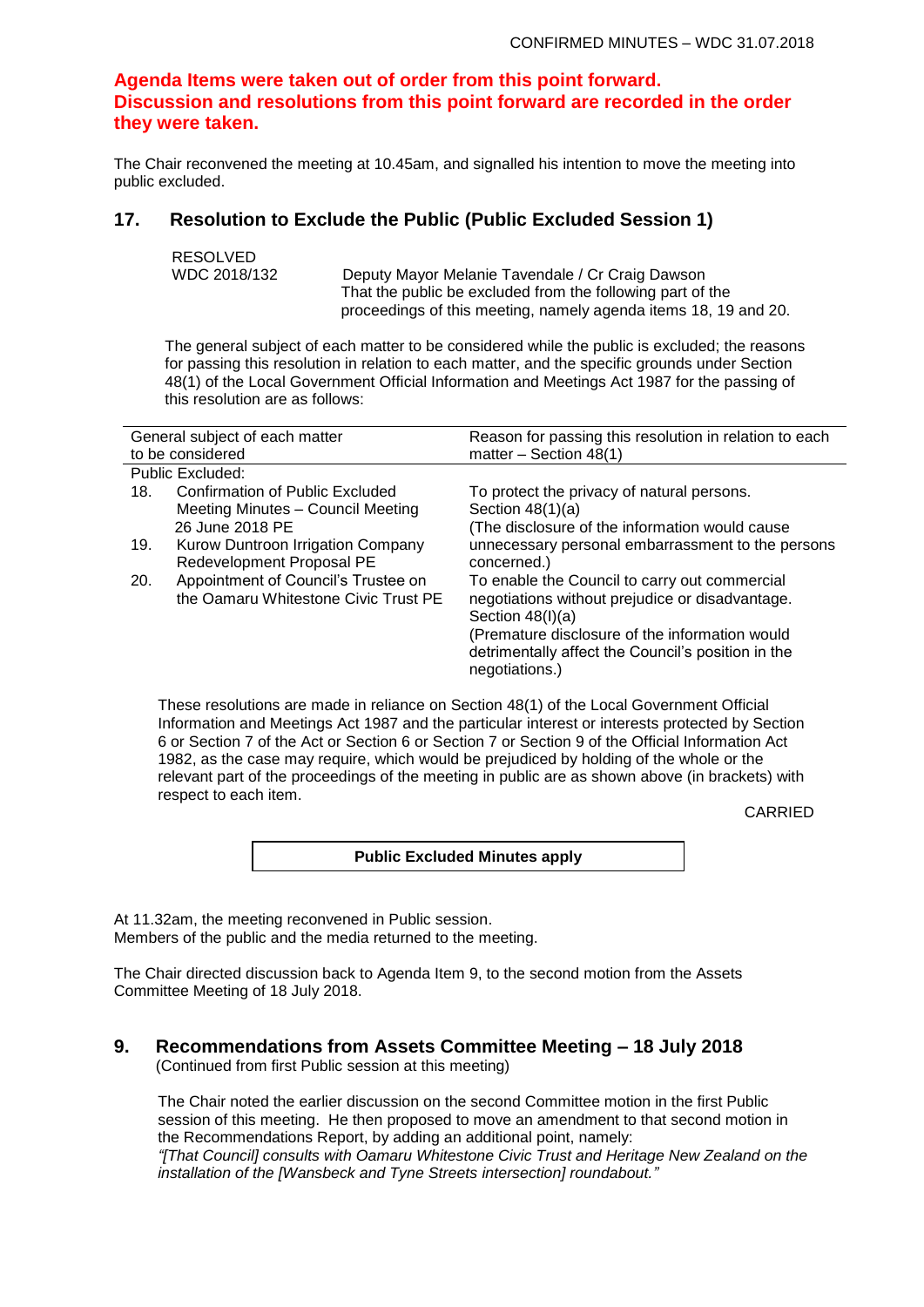**Agenda Items were taken out of order from this point forward. Discussion and resolutions from this point forward are recorded in the order they were taken.**

The Chair reconvened the meeting at 10.45am, and signalled his intention to move the meeting into public excluded.

## 17. Resolution to Exclude the Public (Public Excluded Session 1)

RESOLVED
WDC 2018/132 Deputy Mayor Melanie Tavendale / Cr Craig Dawson
That the public be excluded from the following part of the proceedings of this meeting, namely agenda items 18, 19 and 20.

The general subject of each matter to be considered while the public is excluded; the reasons for passing this resolution in relation to each matter, and the specific grounds under Section 48(1) of the Local Government Official Information and Meetings Act 1987 for the passing of this resolution are as follows:

| General subject of each matter to be considered | Reason for passing this resolution in relation to each matter – Section 48(1) |
|---|---|
| Public Excluded: | |
| 18. Confirmation of Public Excluded Meeting Minutes – Council Meeting 26 June 2018 PE | To protect the privacy of natural persons. Section 48(1)(a) (The disclosure of the information would cause unnecessary personal embarrassment to the persons concerned.) |
| 19. Kurow Duntroon Irrigation Company Redevelopment Proposal PE | |
| 20. Appointment of Council's Trustee on the Oamaru Whitestone Civic Trust PE | To enable the Council to carry out commercial negotiations without prejudice or disadvantage. Section 48(l)(a) (Premature disclosure of the information would detrimentally affect the Council's position in the negotiations.) |

These resolutions are made in reliance on Section 48(1) of the Local Government Official Information and Meetings Act 1987 and the particular interest or interests protected by Section 6 or Section 7 of the Act or Section 6 or Section 7 or Section 9 of the Official Information Act 1982, as the case may require, which would be prejudiced by holding of the whole or the relevant part of the proceedings of the meeting in public are as shown above (in brackets) with respect to each item.

CARRIED

**Public Excluded Minutes apply**

At 11.32am, the meeting reconvened in Public session.
Members of the public and the media returned to the meeting.

The Chair directed discussion back to Agenda Item 9, to the second motion from the Assets Committee Meeting of 18 July 2018.

## 9. Recommendations from Assets Committee Meeting – 18 July 2018

(Continued from first Public session at this meeting)

The Chair noted the earlier discussion on the second Committee motion in the first Public session of this meeting. He then proposed to move an amendment to that second motion in the Recommendations Report, by adding an additional point, namely:
*"[That Council] consults with Oamaru Whitestone Civic Trust and Heritage New Zealand on the installation of the [Wansbeck and Tyne Streets intersection] roundabout."*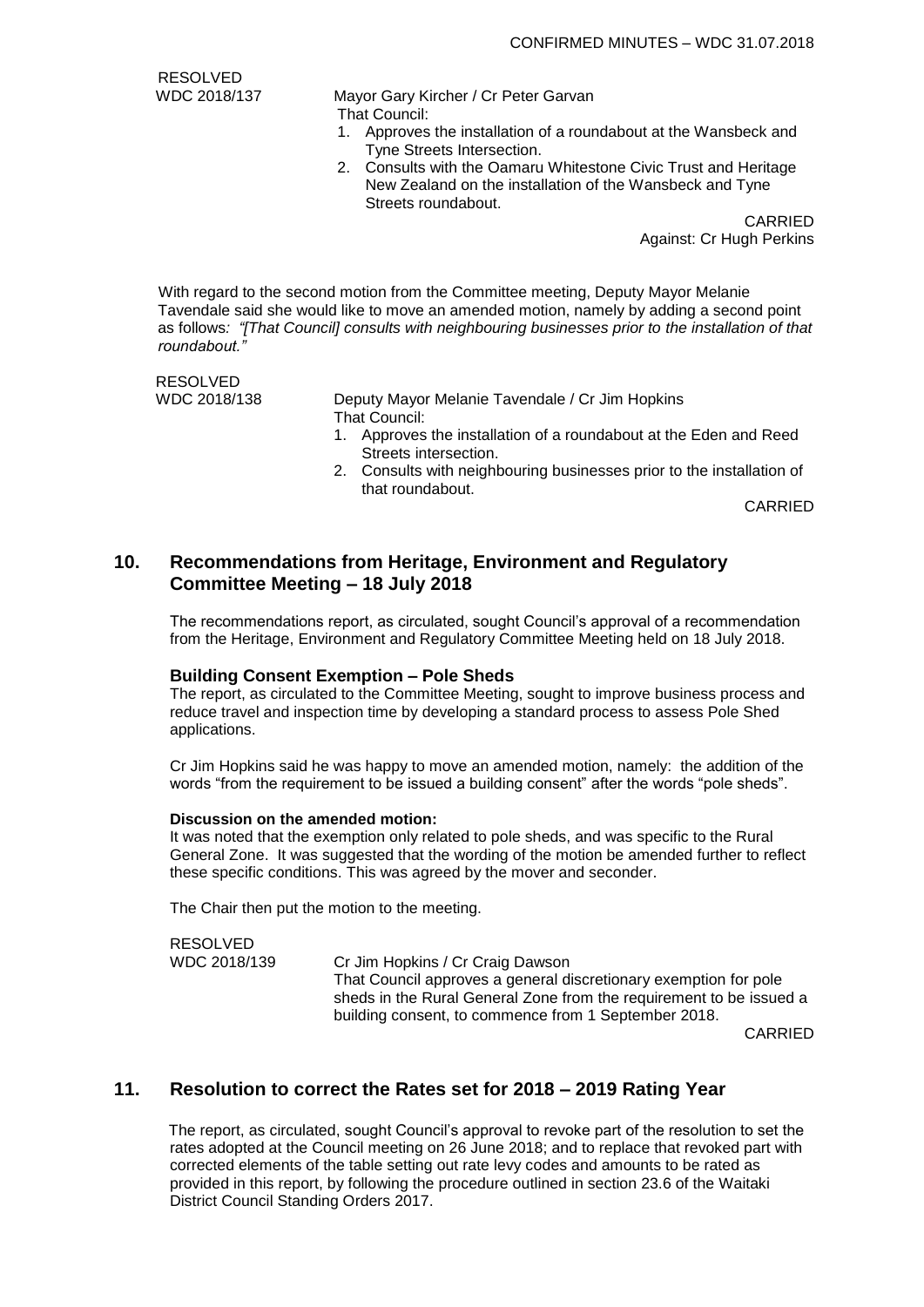RESOLVED
WDC 2018/137 Mayor Gary Kircher / Cr Peter Garvan

That Council:

1. Approves the installation of a roundabout at the Wansbeck and Tyne Streets Intersection.
2. Consults with the Oamaru Whitestone Civic Trust and Heritage New Zealand on the installation of the Wansbeck and Tyne Streets roundabout.

CARRIED
Against: Cr Hugh Perkins

With regard to the second motion from the Committee meeting, Deputy Mayor Melanie Tavendale said she would like to move an amended motion, namely by adding a second point as follows*: "[That Council] consults with neighbouring businesses prior to the installation of that roundabout."*

RESOLVED
WDC 2018/138 Deputy Mayor Melanie Tavendale / Cr Jim Hopkins

That Council:

1. Approves the installation of a roundabout at the Eden and Reed Streets intersection.
2. Consults with neighbouring businesses prior to the installation of that roundabout.

CARRIED

## 10. Recommendations from Heritage, Environment and Regulatory Committee Meeting – 18 July 2018

The recommendations report, as circulated, sought Council's approval of a recommendation from the Heritage, Environment and Regulatory Committee Meeting held on 18 July 2018.

### Building Consent Exemption – Pole Sheds

The report, as circulated to the Committee Meeting, sought to improve business process and reduce travel and inspection time by developing a standard process to assess Pole Shed applications.

Cr Jim Hopkins said he was happy to move an amended motion, namely: the addition of the words "from the requirement to be issued a building consent" after the words "pole sheds".

**Discussion on the amended motion:**

It was noted that the exemption only related to pole sheds, and was specific to the Rural General Zone. It was suggested that the wording of the motion be amended further to reflect these specific conditions. This was agreed by the mover and seconder.

The Chair then put the motion to the meeting.

RESOLVED
WDC 2018/139 Cr Jim Hopkins / Cr Craig Dawson

That Council approves a general discretionary exemption for pole sheds in the Rural General Zone from the requirement to be issued a building consent, to commence from 1 September 2018.

CARRIED

## 11. Resolution to correct the Rates set for 2018 – 2019 Rating Year

The report, as circulated, sought Council's approval to revoke part of the resolution to set the rates adopted at the Council meeting on 26 June 2018; and to replace that revoked part with corrected elements of the table setting out rate levy codes and amounts to be rated as provided in this report, by following the procedure outlined in section 23.6 of the Waitaki District Council Standing Orders 2017.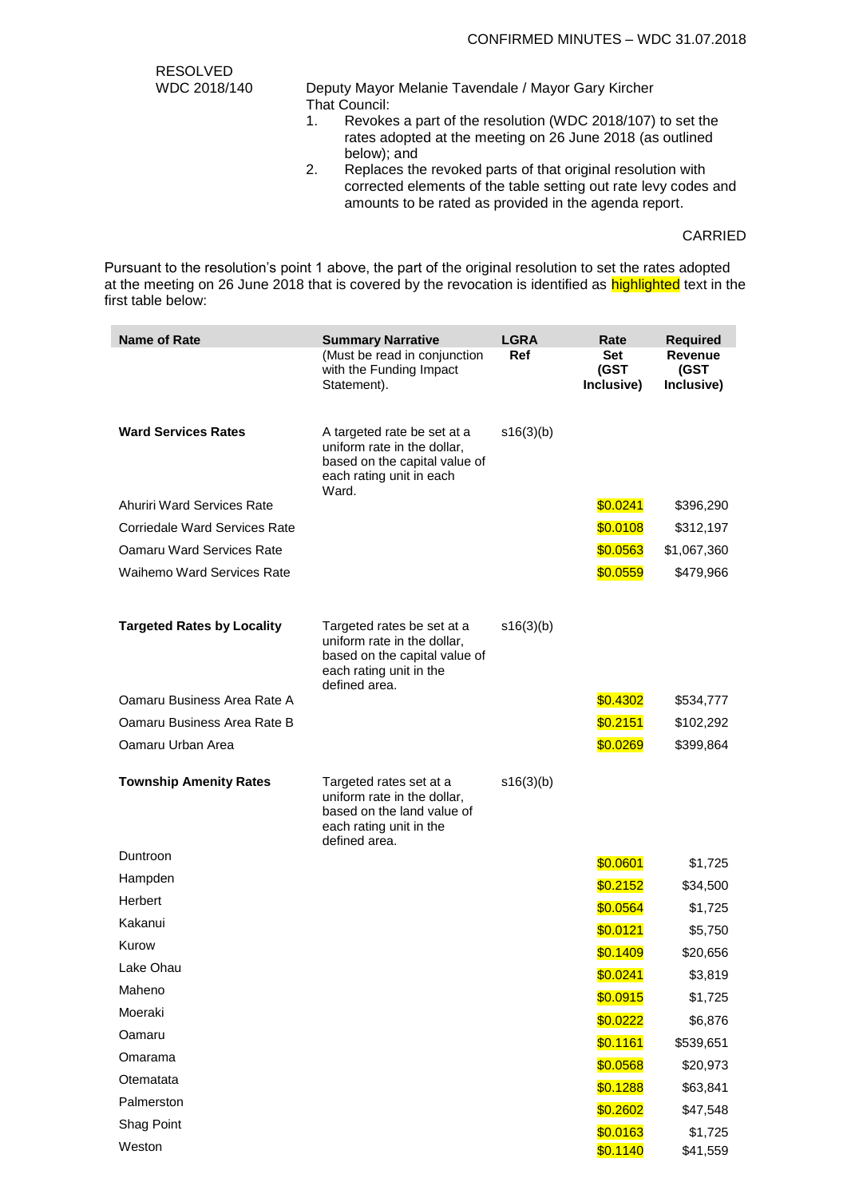RESOLVED
WDC 2018/140

Deputy Mayor Melanie Tavendale / Mayor Gary Kircher

That Council:

1. Revokes a part of the resolution (WDC 2018/107) to set the rates adopted at the meeting on 26 June 2018 (as outlined below); and
2. Replaces the revoked parts of that original resolution with corrected elements of the table setting out rate levy codes and amounts to be rated as provided in the agenda report.

CARRIED

Pursuant to the resolution's point 1 above, the part of the original resolution to set the rates adopted at the meeting on 26 June 2018 that is covered by the revocation is identified as highlighted text in the first table below:

| Name of Rate | Summary Narrative (Must be read in conjunction with the Funding Impact Statement). | LGRA Ref | Rate Set (GST Inclusive) | Required Revenue (GST Inclusive) |
|---|---|---|---|---|
| **Ward Services Rates** | A targeted rate be set at a uniform rate in the dollar, based on the capital value of each rating unit in each Ward. | s16(3)(b) | | |
| Ahuriri Ward Services Rate | | | $0.0241 | $396,290 |
| Corriedale Ward Services Rate | | | $0.0108 | $312,197 |
| Oamaru Ward Services Rate | | | $0.0563 | $1,067,360 |
| Waihemo Ward Services Rate | | | $0.0559 | $479,966 |
| **Targeted Rates by Locality** | Targeted rates be set at a uniform rate in the dollar, based on the capital value of each rating unit in the defined area. | s16(3)(b) | | |
| Oamaru Business Area Rate A | | | $0.4302 | $534,777 |
| Oamaru Business Area Rate B | | | $0.2151 | $102,292 |
| Oamaru Urban Area | | | $0.0269 | $399,864 |
| **Township Amenity Rates** | Targeted rates set at a uniform rate in the dollar, based on the land value of each rating unit in the defined area. | s16(3)(b) | | |
| Duntroon | | | $0.0601 | $1,725 |
| Hampden | | | $0.2152 | $34,500 |
| Herbert | | | $0.0564 | $1,725 |
| Kakanui | | | $0.0121 | $5,750 |
| Kurow | | | $0.1409 | $20,656 |
| Lake Ohau | | | $0.0241 | $3,819 |
| Maheno | | | $0.0915 | $1,725 |
| Moeraki | | | $0.0222 | $6,876 |
| Oamaru | | | $0.1161 | $539,651 |
| Omarama | | | $0.0568 | $20,973 |
| Otematata | | | $0.1288 | $63,841 |
| Palmerston | | | $0.2602 | $47,548 |
| Shag Point | | | $0.0163 | $1,725 |
| Weston | | | $0.1140 | $41,559 |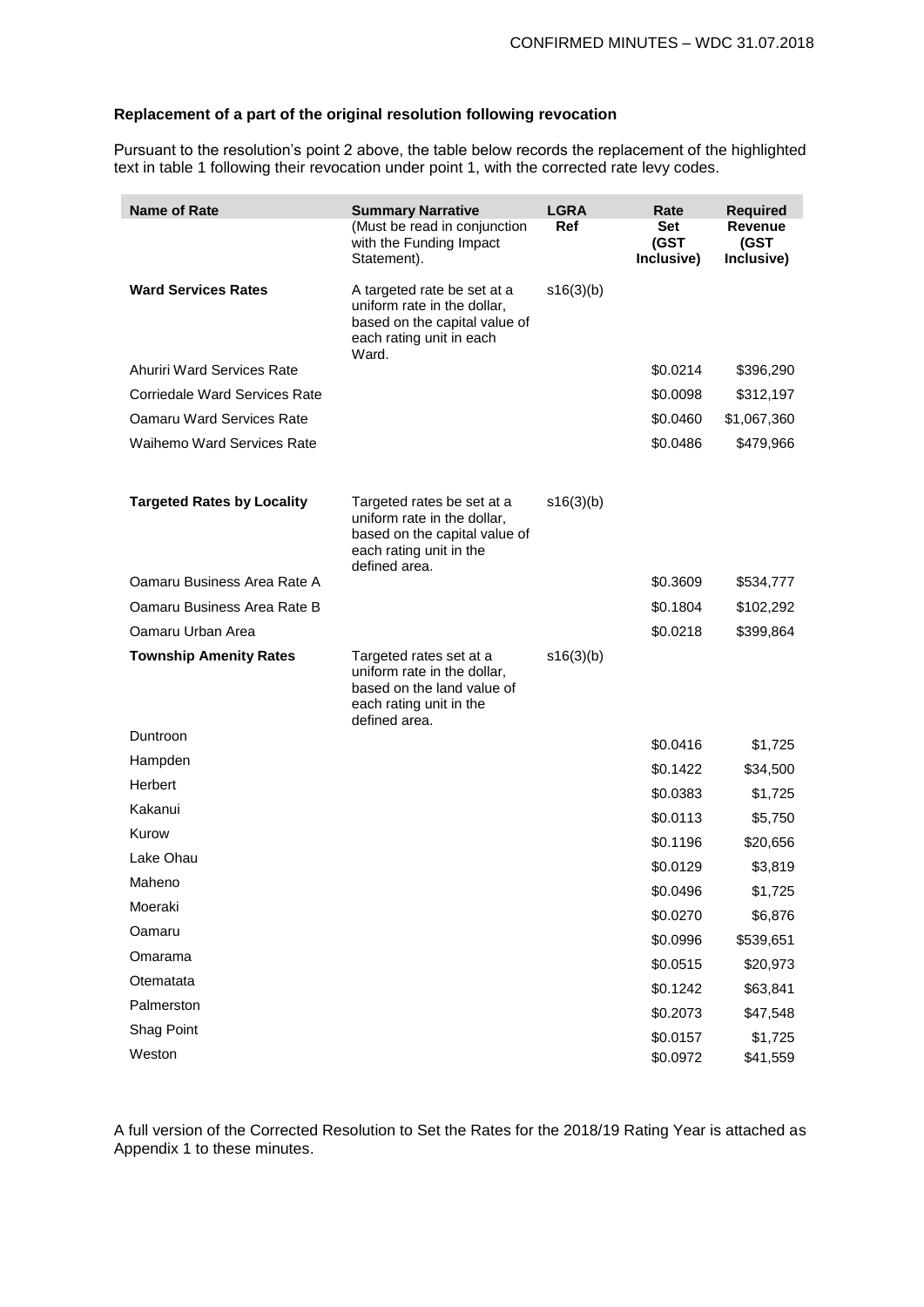### Replacement of a part of the original resolution following revocation

Pursuant to the resolution's point 2 above, the table below records the replacement of the highlighted text in table 1 following their revocation under point 1, with the corrected rate levy codes.

| Name of Rate | Summary Narrative (Must be read in conjunction with the Funding Impact Statement). | LGRA Ref | Rate Set (GST Inclusive) | Required Revenue (GST Inclusive) |
|---|---|---|---|---|
| **Ward Services Rates** | A targeted rate be set at a uniform rate in the dollar, based on the capital value of each rating unit in each Ward. | s16(3)(b) | | |
| Ahuriri Ward Services Rate | | | $0.0214 | $396,290 |
| Corriedale Ward Services Rate | | | $0.0098 | $312,197 |
| Oamaru Ward Services Rate | | | $0.0460 | $1,067,360 |
| Waihemo Ward Services Rate | | | $0.0486 | $479,966 |
| **Targeted Rates by Locality** | Targeted rates be set at a uniform rate in the dollar, based on the capital value of each rating unit in the defined area. | s16(3)(b) | | |
| Oamaru Business Area Rate A | | | $0.3609 | $534,777 |
| Oamaru Business Area Rate B | | | $0.1804 | $102,292 |
| Oamaru Urban Area | | | $0.0218 | $399,864 |
| **Township Amenity Rates** | Targeted rates set at a uniform rate in the dollar, based on the land value of each rating unit in the defined area. | s16(3)(b) | | |
| Duntroon | | | $0.0416 | $1,725 |
| Hampden | | | $0.1422 | $34,500 |
| Herbert | | | $0.0383 | $1,725 |
| Kakanui | | | $0.0113 | $5,750 |
| Kurow | | | $0.1196 | $20,656 |
| Lake Ohau | | | $0.0129 | $3,819 |
| Maheno | | | $0.0496 | $1,725 |
| Moeraki | | | $0.0270 | $6,876 |
| Oamaru | | | $0.0996 | $539,651 |
| Omarama | | | $0.0515 | $20,973 |
| Otematata | | | $0.1242 | $63,841 |
| Palmerston | | | $0.2073 | $47,548 |
| Shag Point | | | $0.0157 | $1,725 |
| Weston | | | $0.0972 | $41,559 |

A full version of the Corrected Resolution to Set the Rates for the 2018/19 Rating Year is attached as Appendix 1 to these minutes.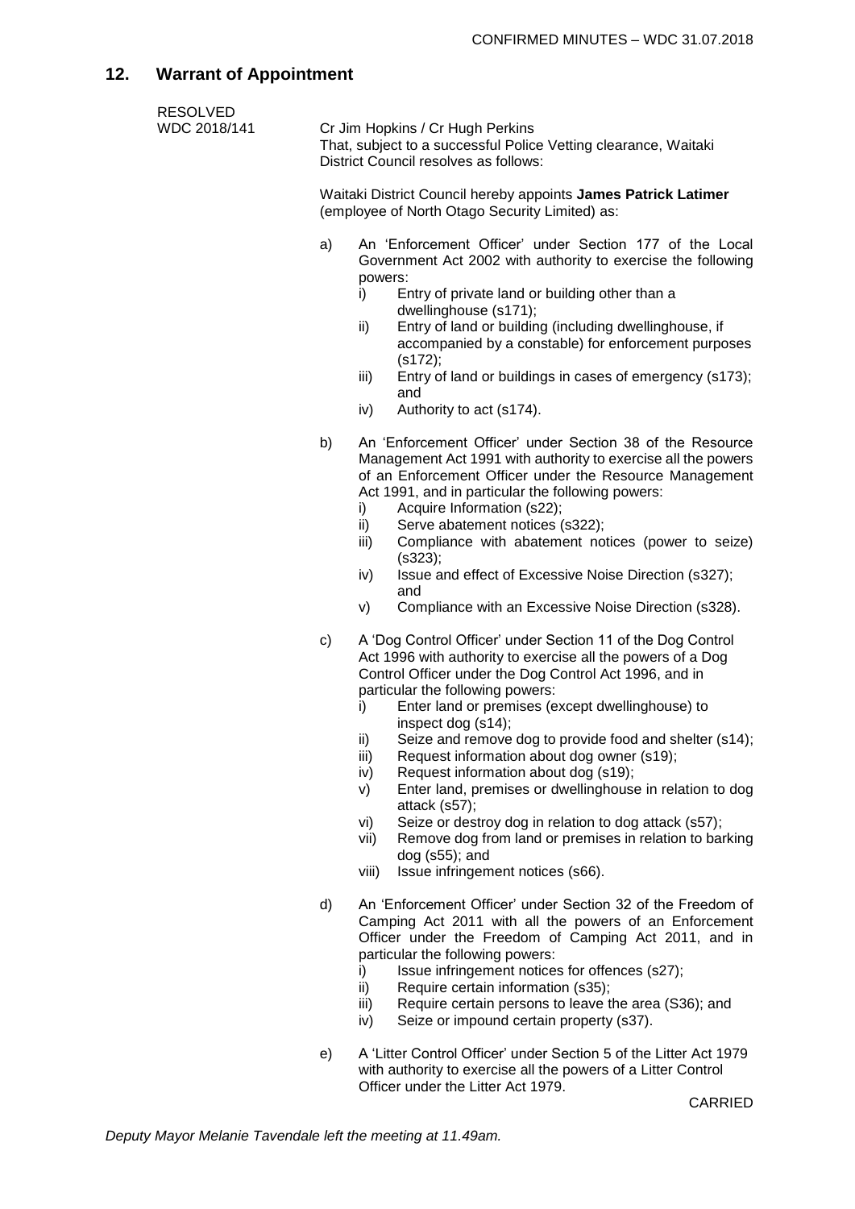## 12. Warrant of Appointment

RESOLVED
WDC 2018/141

Cr Jim Hopkins / Cr Hugh Perkins
That, subject to a successful Police Vetting clearance, Waitaki District Council resolves as follows:

Waitaki District Council hereby appoints **James Patrick Latimer** (employee of North Otago Security Limited) as:

a) An 'Enforcement Officer' under Section 177 of the Local Government Act 2002 with authority to exercise the following powers:
   i) Entry of private land or building other than a dwellinghouse (s171);
   ii) Entry of land or building (including dwellinghouse, if accompanied by a constable) for enforcement purposes (s172);
   iii) Entry of land or buildings in cases of emergency (s173); and
   iv) Authority to act (s174).

b) An 'Enforcement Officer' under Section 38 of the Resource Management Act 1991 with authority to exercise all the powers of an Enforcement Officer under the Resource Management Act 1991, and in particular the following powers:
   i) Acquire Information (s22);
   ii) Serve abatement notices (s322);
   iii) Compliance with abatement notices (power to seize) (s323);
   iv) Issue and effect of Excessive Noise Direction (s327); and
   v) Compliance with an Excessive Noise Direction (s328).

c) A 'Dog Control Officer' under Section 11 of the Dog Control Act 1996 with authority to exercise all the powers of a Dog Control Officer under the Dog Control Act 1996, and in particular the following powers:
   i) Enter land or premises (except dwellinghouse) to inspect dog (s14);
   ii) Seize and remove dog to provide food and shelter (s14);
   iii) Request information about dog owner (s19);
   iv) Request information about dog (s19);
   v) Enter land, premises or dwellinghouse in relation to dog attack (s57);
   vi) Seize or destroy dog in relation to dog attack (s57);
   vii) Remove dog from land or premises in relation to barking dog (s55); and
   viii) Issue infringement notices (s66).

d) An 'Enforcement Officer' under Section 32 of the Freedom of Camping Act 2011 with all the powers of an Enforcement Officer under the Freedom of Camping Act 2011, and in particular the following powers:
   i) Issue infringement notices for offences (s27);
   ii) Require certain information (s35);
   iii) Require certain persons to leave the area (S36); and
   iv) Seize or impound certain property (s37).

e) A 'Litter Control Officer' under Section 5 of the Litter Act 1979 with authority to exercise all the powers of a Litter Control Officer under the Litter Act 1979.

CARRIED

*Deputy Mayor Melanie Tavendale left the meeting at 11.49am.*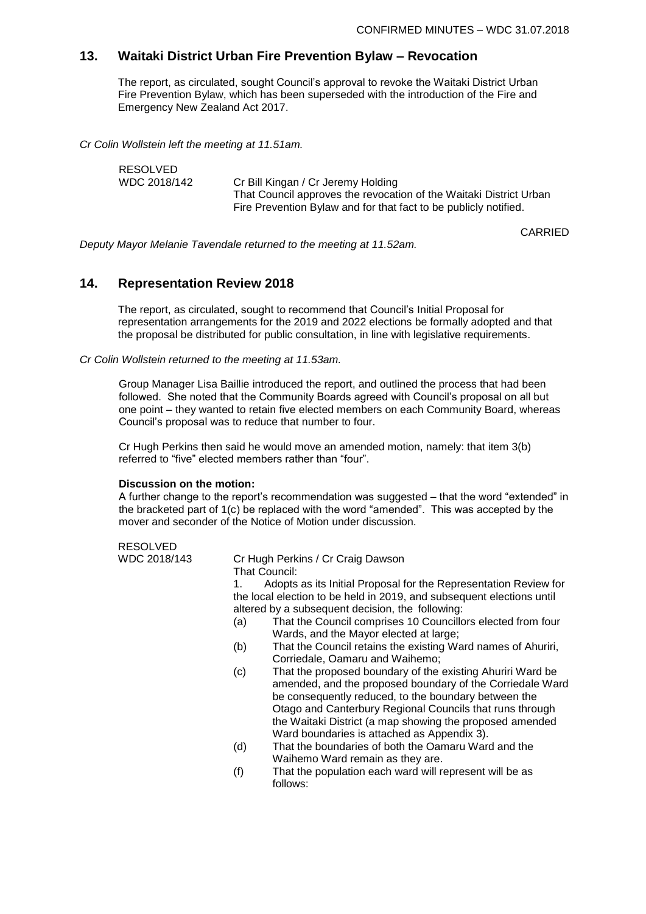## 13. Waitaki District Urban Fire Prevention Bylaw – Revocation

The report, as circulated, sought Council's approval to revoke the Waitaki District Urban Fire Prevention Bylaw, which has been superseded with the introduction of the Fire and Emergency New Zealand Act 2017.

*Cr Colin Wollstein left the meeting at 11.51am.*

RESOLVED
WDC 2018/142 Cr Bill Kingan / Cr Jeremy Holding
That Council approves the revocation of the Waitaki District Urban Fire Prevention Bylaw and for that fact to be publicly notified.

CARRIED

*Deputy Mayor Melanie Tavendale returned to the meeting at 11.52am.*

## 14. Representation Review 2018

The report, as circulated, sought to recommend that Council's Initial Proposal for representation arrangements for the 2019 and 2022 elections be formally adopted and that the proposal be distributed for public consultation, in line with legislative requirements.

*Cr Colin Wollstein returned to the meeting at 11.53am.*

Group Manager Lisa Baillie introduced the report, and outlined the process that had been followed. She noted that the Community Boards agreed with Council's proposal on all but one point – they wanted to retain five elected members on each Community Board, whereas Council's proposal was to reduce that number to four.

Cr Hugh Perkins then said he would move an amended motion, namely: that item 3(b) referred to "five" elected members rather than "four".

**Discussion on the motion:**
A further change to the report's recommendation was suggested – that the word "extended" in the bracketed part of 1(c) be replaced with the word "amended". This was accepted by the mover and seconder of the Notice of Motion under discussion.

RESOLVED
WDC 2018/143 Cr Hugh Perkins / Cr Craig Dawson
That Council:

1. Adopts as its Initial Proposal for the Representation Review for the local election to be held in 2019, and subsequent elections until altered by a subsequent decision, the following:
   - (a) That the Council comprises 10 Councillors elected from four Wards, and the Mayor elected at large;
   - (b) That the Council retains the existing Ward names of Ahuriri, Corriedale, Oamaru and Waihemo;
   - (c) That the proposed boundary of the existing Ahuriri Ward be amended, and the proposed boundary of the Corriedale Ward be consequently reduced, to the boundary between the Otago and Canterbury Regional Councils that runs through the Waitaki District (a map showing the proposed amended Ward boundaries is attached as Appendix 3).
   - (d) That the boundaries of both the Oamaru Ward and the Waihemo Ward remain as they are.
   - (f) That the population each ward will represent will be as follows: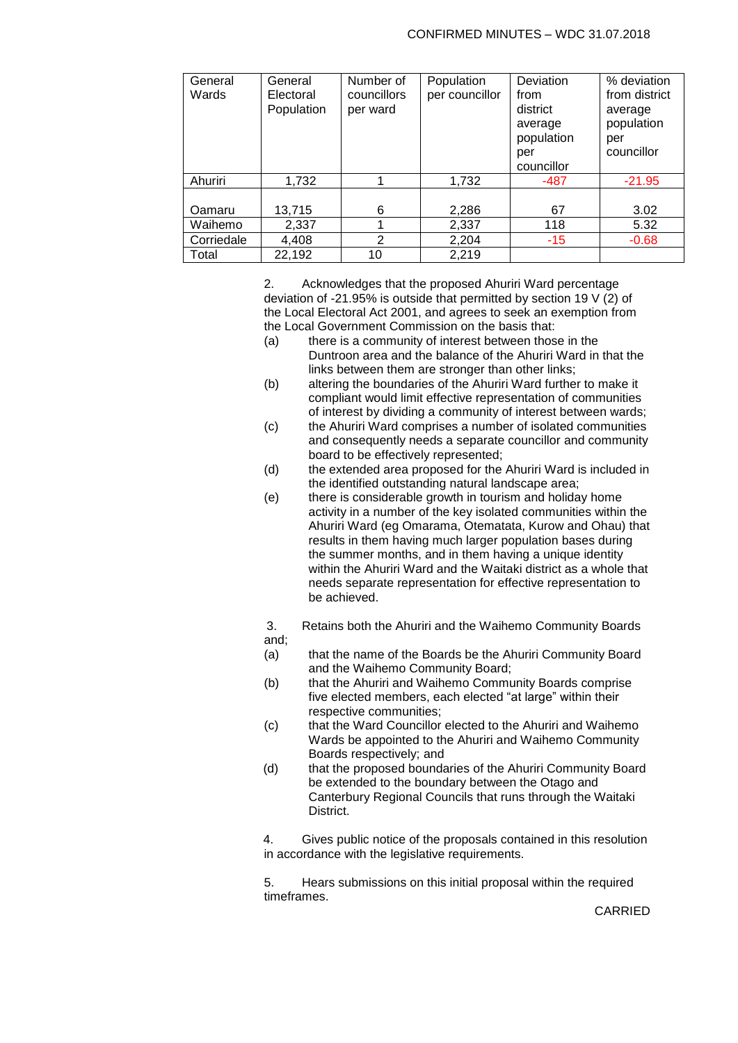| General Wards | General Electoral Population | Number of councillors per ward | Population per councillor | Deviation from district average population per councillor | % deviation from district average population per councillor |
|---|---|---|---|---|---|
| Ahuriri | 1,732 | 1 | 1,732 | -487 | -21.95 |
| Oamaru | 13,715 | 6 | 2,286 | 67 | 3.02 |
| Waihemo | 2,337 | 1 | 2,337 | 118 | 5.32 |
| Corriedale | 4,408 | 2 | 2,204 | -15 | -0.68 |
| Total | 22,192 | 10 | 2,219 | | |

2. Acknowledges that the proposed Ahuriri Ward percentage deviation of -21.95% is outside that permitted by section 19 V (2) of the Local Electoral Act 2001, and agrees to seek an exemption from the Local Government Commission on the basis that:

(a) there is a community of interest between those in the Duntroon area and the balance of the Ahuriri Ward in that the links between them are stronger than other links;

(b) altering the boundaries of the Ahuriri Ward further to make it compliant would limit effective representation of communities of interest by dividing a community of interest between wards;

(c) the Ahuriri Ward comprises a number of isolated communities and consequently needs a separate councillor and community board to be effectively represented;

(d) the extended area proposed for the Ahuriri Ward is included in the identified outstanding natural landscape area;

(e) there is considerable growth in tourism and holiday home activity in a number of the key isolated communities within the Ahuriri Ward (eg Omarama, Otematata, Kurow and Ohau) that results in them having much larger population bases during the summer months, and in them having a unique identity within the Ahuriri Ward and the Waitaki district as a whole that needs separate representation for effective representation to be achieved.

3. Retains both the Ahuriri and the Waihemo Community Boards and;

(a) that the name of the Boards be the Ahuriri Community Board and the Waihemo Community Board;

(b) that the Ahuriri and Waihemo Community Boards comprise five elected members, each elected "at large" within their respective communities;

(c) that the Ward Councillor elected to the Ahuriri and Waihemo Wards be appointed to the Ahuriri and Waihemo Community Boards respectively; and

(d) that the proposed boundaries of the Ahuriri Community Board be extended to the boundary between the Otago and Canterbury Regional Councils that runs through the Waitaki District.

4. Gives public notice of the proposals contained in this resolution in accordance with the legislative requirements.

5. Hears submissions on this initial proposal within the required timeframes.

CARRIED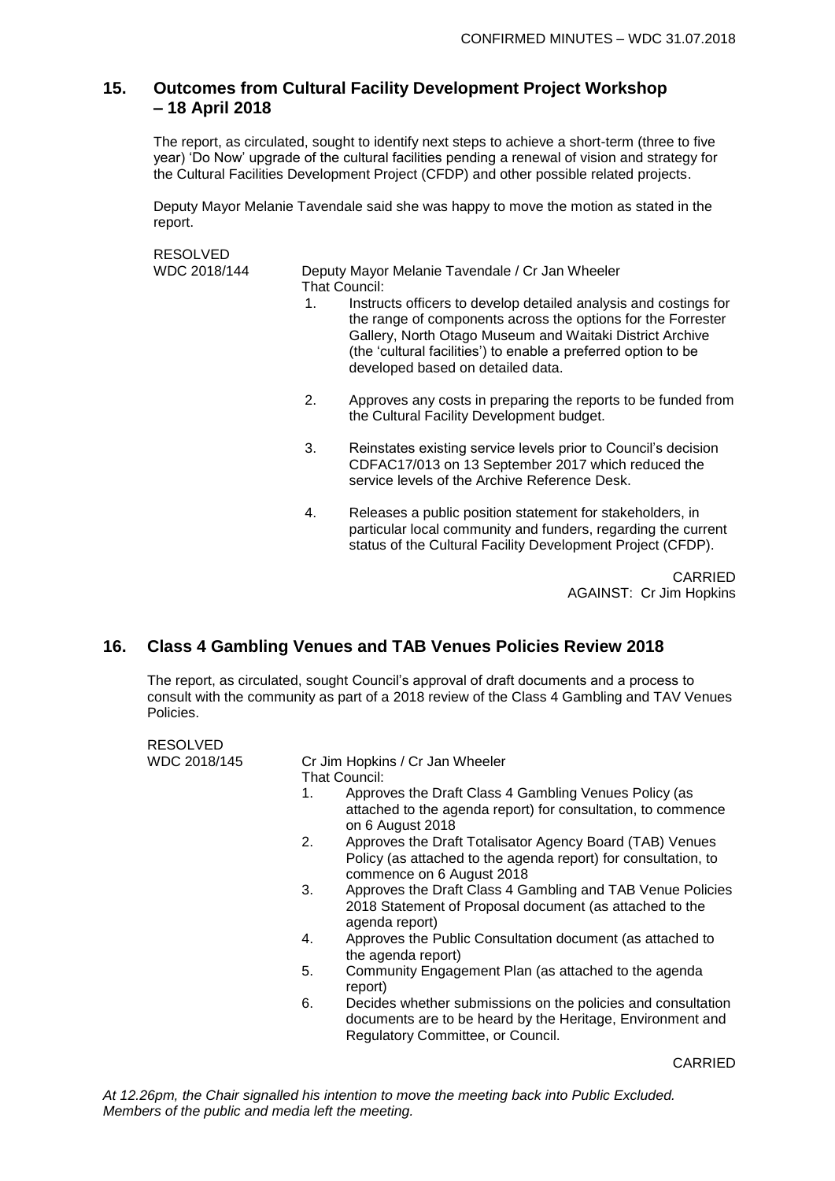## 15. Outcomes from Cultural Facility Development Project Workshop – 18 April 2018

The report, as circulated, sought to identify next steps to achieve a short-term (three to five year) 'Do Now' upgrade of the cultural facilities pending a renewal of vision and strategy for the Cultural Facilities Development Project (CFDP) and other possible related projects.

Deputy Mayor Melanie Tavendale said she was happy to move the motion as stated in the report.

RESOLVED
WDC 2018/144

Deputy Mayor Melanie Tavendale / Cr Jan Wheeler
That Council:

1. Instructs officers to develop detailed analysis and costings for the range of components across the options for the Forrester Gallery, North Otago Museum and Waitaki District Archive (the 'cultural facilities') to enable a preferred option to be developed based on detailed data.

2. Approves any costs in preparing the reports to be funded from the Cultural Facility Development budget.

3. Reinstates existing service levels prior to Council's decision CDFAC17/013 on 13 September 2017 which reduced the service levels of the Archive Reference Desk.

4. Releases a public position statement for stakeholders, in particular local community and funders, regarding the current status of the Cultural Facility Development Project (CFDP).

CARRIED
AGAINST: Cr Jim Hopkins

## 16. Class 4 Gambling Venues and TAB Venues Policies Review 2018

The report, as circulated, sought Council's approval of draft documents and a process to consult with the community as part of a 2018 review of the Class 4 Gambling and TAV Venues Policies.

RESOLVED
WDC 2018/145

Cr Jim Hopkins / Cr Jan Wheeler
That Council:

1. Approves the Draft Class 4 Gambling Venues Policy (as attached to the agenda report) for consultation, to commence on 6 August 2018
2. Approves the Draft Totalisator Agency Board (TAB) Venues Policy (as attached to the agenda report) for consultation, to commence on 6 August 2018
3. Approves the Draft Class 4 Gambling and TAB Venue Policies 2018 Statement of Proposal document (as attached to the agenda report)
4. Approves the Public Consultation document (as attached to the agenda report)
5. Community Engagement Plan (as attached to the agenda report)
6. Decides whether submissions on the policies and consultation documents are to be heard by the Heritage, Environment and Regulatory Committee, or Council.

CARRIED

*At 12.26pm, the Chair signalled his intention to move the meeting back into Public Excluded. Members of the public and media left the meeting.*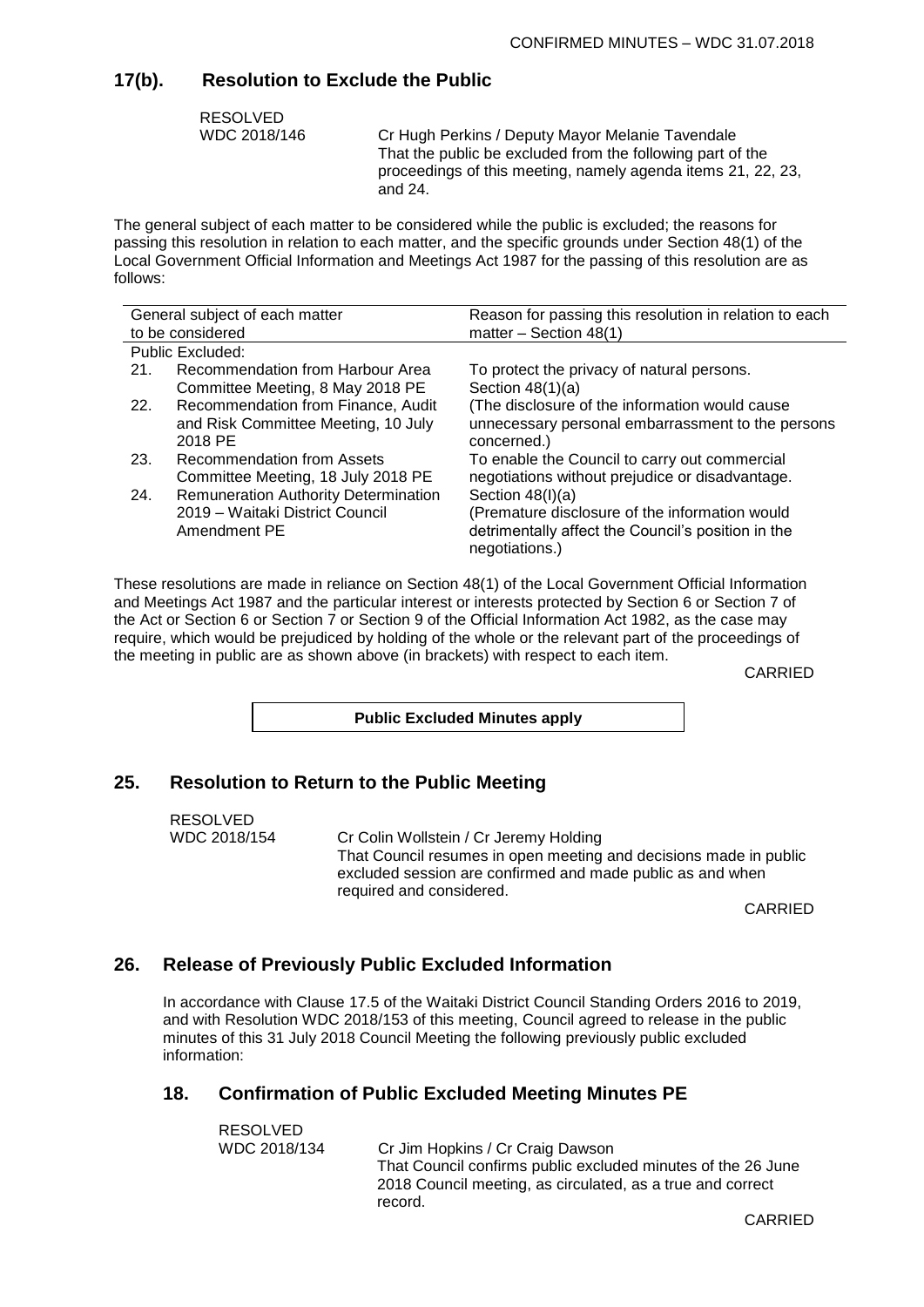## 17(b). Resolution to Exclude the Public

RESOLVED
WDC 2018/146

Cr Hugh Perkins / Deputy Mayor Melanie Tavendale
That the public be excluded from the following part of the proceedings of this meeting, namely agenda items 21, 22, 23, and 24.

The general subject of each matter to be considered while the public is excluded; the reasons for passing this resolution in relation to each matter, and the specific grounds under Section 48(1) of the Local Government Official Information and Meetings Act 1987 for the passing of this resolution are as follows:

| General subject of each matter to be considered | Reason for passing this resolution in relation to each matter – Section 48(1) |
|---|---|
| Public Excluded: | |
| 21. Recommendation from Harbour Area Committee Meeting, 8 May 2018 PE | To protect the privacy of natural persons. Section 48(1)(a) |
| 22. Recommendation from Finance, Audit and Risk Committee Meeting, 10 July 2018 PE | (The disclosure of the information would cause unnecessary personal embarrassment to the persons concerned.) |
| 23. Recommendation from Assets Committee Meeting, 18 July 2018 PE | To enable the Council to carry out commercial negotiations without prejudice or disadvantage. |
| 24. Remuneration Authority Determination 2019 – Waitaki District Council Amendment PE | Section 48(I)(a) (Premature disclosure of the information would detrimentally affect the Council's position in the negotiations.) |

These resolutions are made in reliance on Section 48(1) of the Local Government Official Information and Meetings Act 1987 and the particular interest or interests protected by Section 6 or Section 7 of the Act or Section 6 or Section 7 or Section 9 of the Official Information Act 1982, as the case may require, which would be prejudiced by holding of the whole or the relevant part of the proceedings of the meeting in public are as shown above (in brackets) with respect to each item.

CARRIED

**Public Excluded Minutes apply**

## 25. Resolution to Return to the Public Meeting

RESOLVED
WDC 2018/154

Cr Colin Wollstein / Cr Jeremy Holding
That Council resumes in open meeting and decisions made in public excluded session are confirmed and made public as and when required and considered.

CARRIED

## 26. Release of Previously Public Excluded Information

In accordance with Clause 17.5 of the Waitaki District Council Standing Orders 2016 to 2019, and with Resolution WDC 2018/153 of this meeting, Council agreed to release in the public minutes of this 31 July 2018 Council Meeting the following previously public excluded information:

## 18. Confirmation of Public Excluded Meeting Minutes PE

RESOLVED
WDC 2018/134

Cr Jim Hopkins / Cr Craig Dawson
That Council confirms public excluded minutes of the 26 June 2018 Council meeting, as circulated, as a true and correct record.

CARRIED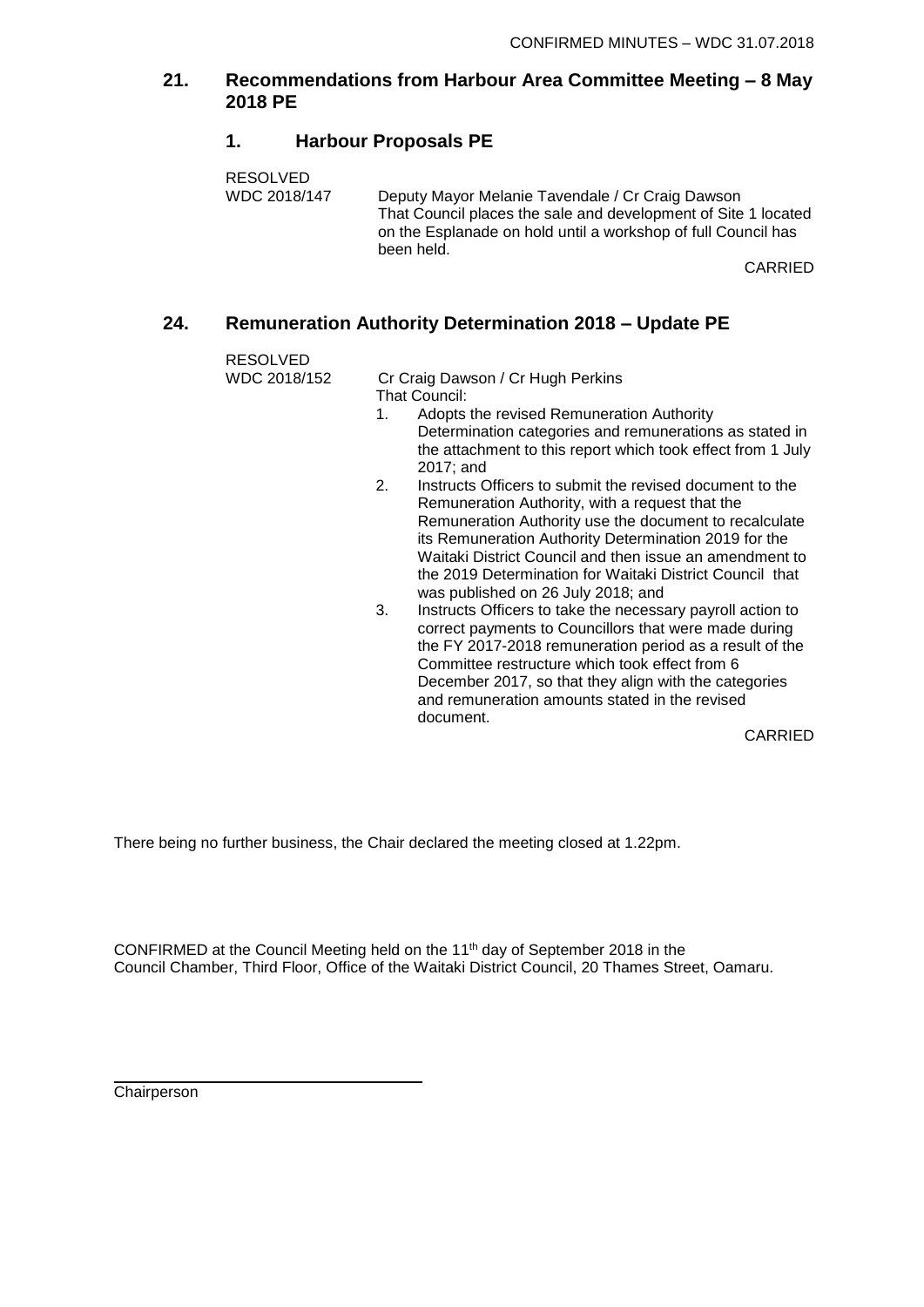## 21. Recommendations from Harbour Area Committee Meeting – 8 May 2018 PE

### 1. Harbour Proposals PE

RESOLVED
WDC 2018/147

Deputy Mayor Melanie Tavendale / Cr Craig Dawson
That Council places the sale and development of Site 1 located on the Esplanade on hold until a workshop of full Council has been held.

CARRIED

## 24. Remuneration Authority Determination 2018 – Update PE

RESOLVED
WDC 2018/152

Cr Craig Dawson / Cr Hugh Perkins
That Council:

1. Adopts the revised Remuneration Authority Determination categories and remunerations as stated in the attachment to this report which took effect from 1 July 2017; and
2. Instructs Officers to submit the revised document to the Remuneration Authority, with a request that the Remuneration Authority use the document to recalculate its Remuneration Authority Determination 2019 for the Waitaki District Council and then issue an amendment to the 2019 Determination for Waitaki District Council that was published on 26 July 2018; and
3. Instructs Officers to take the necessary payroll action to correct payments to Councillors that were made during the FY 2017-2018 remuneration period as a result of the Committee restructure which took effect from 6 December 2017, so that they align with the categories and remuneration amounts stated in the revised document.

CARRIED

There being no further business, the Chair declared the meeting closed at 1.22pm.

CONFIRMED at the Council Meeting held on the 11th day of September 2018 in the Council Chamber, Third Floor, Office of the Waitaki District Council, 20 Thames Street, Oamaru.

Chairperson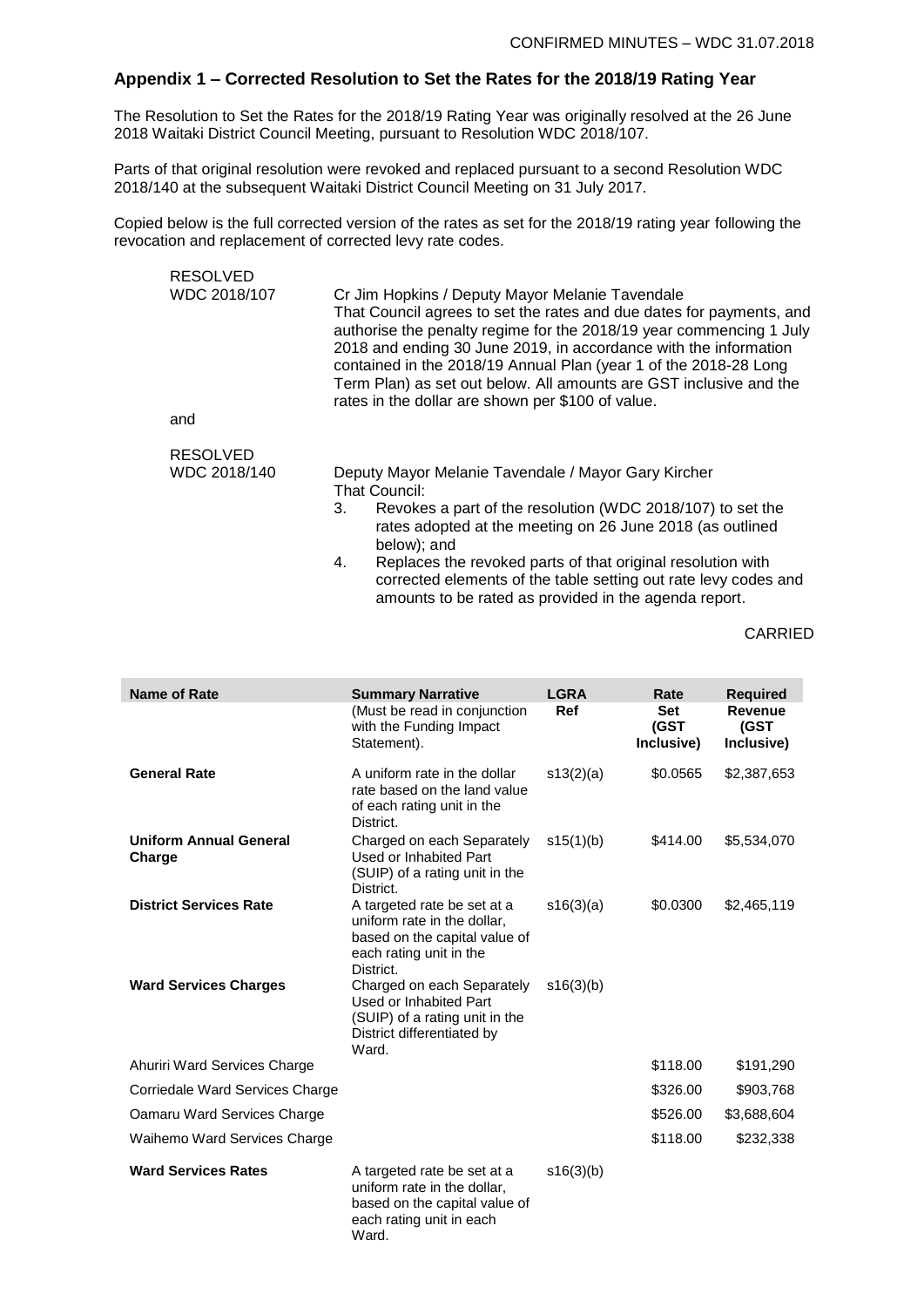## Appendix 1 – Corrected Resolution to Set the Rates for the 2018/19 Rating Year

The Resolution to Set the Rates for the 2018/19 Rating Year was originally resolved at the 26 June 2018 Waitaki District Council Meeting, pursuant to Resolution WDC 2018/107.

Parts of that original resolution were revoked and replaced pursuant to a second Resolution WDC 2018/140 at the subsequent Waitaki District Council Meeting on 31 July 2017.

Copied below is the full corrected version of the rates as set for the 2018/19 rating year following the revocation and replacement of corrected levy rate codes.

RESOLVED
WDC 2018/107

Cr Jim Hopkins / Deputy Mayor Melanie Tavendale
That Council agrees to set the rates and due dates for payments, and authorise the penalty regime for the 2018/19 year commencing 1 July 2018 and ending 30 June 2019, in accordance with the information contained in the 2018/19 Annual Plan (year 1 of the 2018-28 Long Term Plan) as set out below. All amounts are GST inclusive and the rates in the dollar are shown per $100 of value.

and

RESOLVED
WDC 2018/140

Deputy Mayor Melanie Tavendale / Mayor Gary Kircher
That Council:

3. Revokes a part of the resolution (WDC 2018/107) to set the rates adopted at the meeting on 26 June 2018 (as outlined below); and
4. Replaces the revoked parts of that original resolution with corrected elements of the table setting out rate levy codes and amounts to be rated as provided in the agenda report.

CARRIED

| Name of Rate | Summary Narrative (Must be read in conjunction with the Funding Impact Statement). | LGRA Ref | Rate Set (GST Inclusive) | Required Revenue (GST Inclusive) |
|---|---|---|---|---|
| **General Rate** | A uniform rate in the dollar rate based on the land value of each rating unit in the District. | s13(2)(a) | $0.0565 | $2,387,653 |
| **Uniform Annual General Charge** | Charged on each Separately Used or Inhabited Part (SUIP) of a rating unit in the District. | s15(1)(b) | $414.00 | $5,534,070 |
| **District Services Rate** | A targeted rate be set at a uniform rate in the dollar, based on the capital value of each rating unit in the District. | s16(3)(a) | $0.0300 | $2,465,119 |
| **Ward Services Charges** | Charged on each Separately Used or Inhabited Part (SUIP) of a rating unit in the District differentiated by Ward. | s16(3)(b) | | |
| Ahuriri Ward Services Charge | | | $118.00 | $191,290 |
| Corriedale Ward Services Charge | | | $326.00 | $903,768 |
| Oamaru Ward Services Charge | | | $526.00 | $3,688,604 |
| Waihemo Ward Services Charge | | | $118.00 | $232,338 |
| **Ward Services Rates** | A targeted rate be set at a uniform rate in the dollar, based on the capital value of each rating unit in each Ward. | s16(3)(b) | | |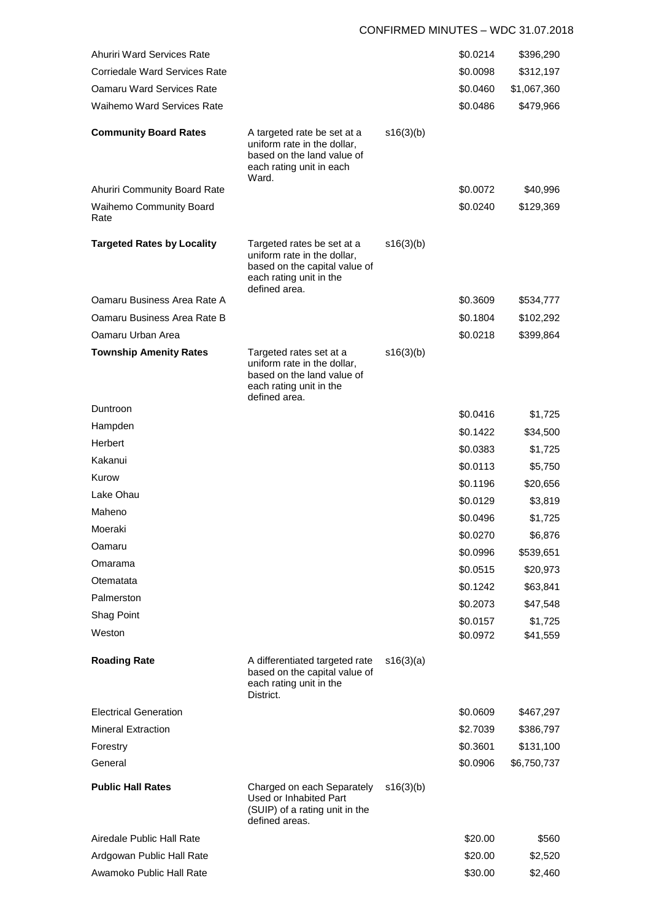| | | | | |
|---|---|---|---|---|
| Ahuriri Ward Services Rate | | | \$0.0214 | \$396,290 |
| Corriedale Ward Services Rate | | | \$0.0098 | \$312,197 |
| Oamaru Ward Services Rate | | | \$0.0460 | \$1,067,360 |
| Waihemo Ward Services Rate | | | \$0.0486 | \$479,966 |
| **Community Board Rates** | A targeted rate be set at a uniform rate in the dollar, based on the land value of each rating unit in each Ward. | s16(3)(b) | | |
| Ahuriri Community Board Rate | | | \$0.0072 | \$40,996 |
| Waihemo Community Board Rate | | | \$0.0240 | \$129,369 |
| **Targeted Rates by Locality** | Targeted rates be set at a uniform rate in the dollar, based on the capital value of each rating unit in the defined area. | s16(3)(b) | | |
| Oamaru Business Area Rate A | | | \$0.3609 | \$534,777 |
| Oamaru Business Area Rate B | | | \$0.1804 | \$102,292 |
| Oamaru Urban Area | | | \$0.0218 | \$399,864 |
| **Township Amenity Rates** | Targeted rates set at a uniform rate in the dollar, based on the land value of each rating unit in the defined area. | s16(3)(b) | | |
| Duntroon | | | \$0.0416 | \$1,725 |
| Hampden | | | \$0.1422 | \$34,500 |
| Herbert | | | \$0.0383 | \$1,725 |
| Kakanui | | | \$0.0113 | \$5,750 |
| Kurow | | | \$0.1196 | \$20,656 |
| Lake Ohau | | | \$0.0129 | \$3,819 |
| Maheno | | | \$0.0496 | \$1,725 |
| Moeraki | | | \$0.0270 | \$6,876 |
| Oamaru | | | \$0.0996 | \$539,651 |
| Omarama | | | \$0.0515 | \$20,973 |
| Otematata | | | \$0.1242 | \$63,841 |
| Palmerston | | | \$0.2073 | \$47,548 |
| Shag Point | | | \$0.0157 | \$1,725 |
| Weston | | | \$0.0972 | \$41,559 |
| **Roading Rate** | A differentiated targeted rate based on the capital value of each rating unit in the District. | s16(3)(a) | | |
| Electrical Generation | | | \$0.0609 | \$467,297 |
| Mineral Extraction | | | \$2.7039 | \$386,797 |
| Forestry | | | \$0.3601 | \$131,100 |
| General | | | \$0.0906 | \$6,750,737 |
| **Public Hall Rates** | Charged on each Separately Used or Inhabited Part (SUIP) of a rating unit in the defined areas. | s16(3)(b) | | |
| Airedale Public Hall Rate | | | \$20.00 | \$560 |
| Ardgowan Public Hall Rate | | | \$20.00 | \$2,520 |
| Awamoko Public Hall Rate | | | \$30.00 | \$2,460 |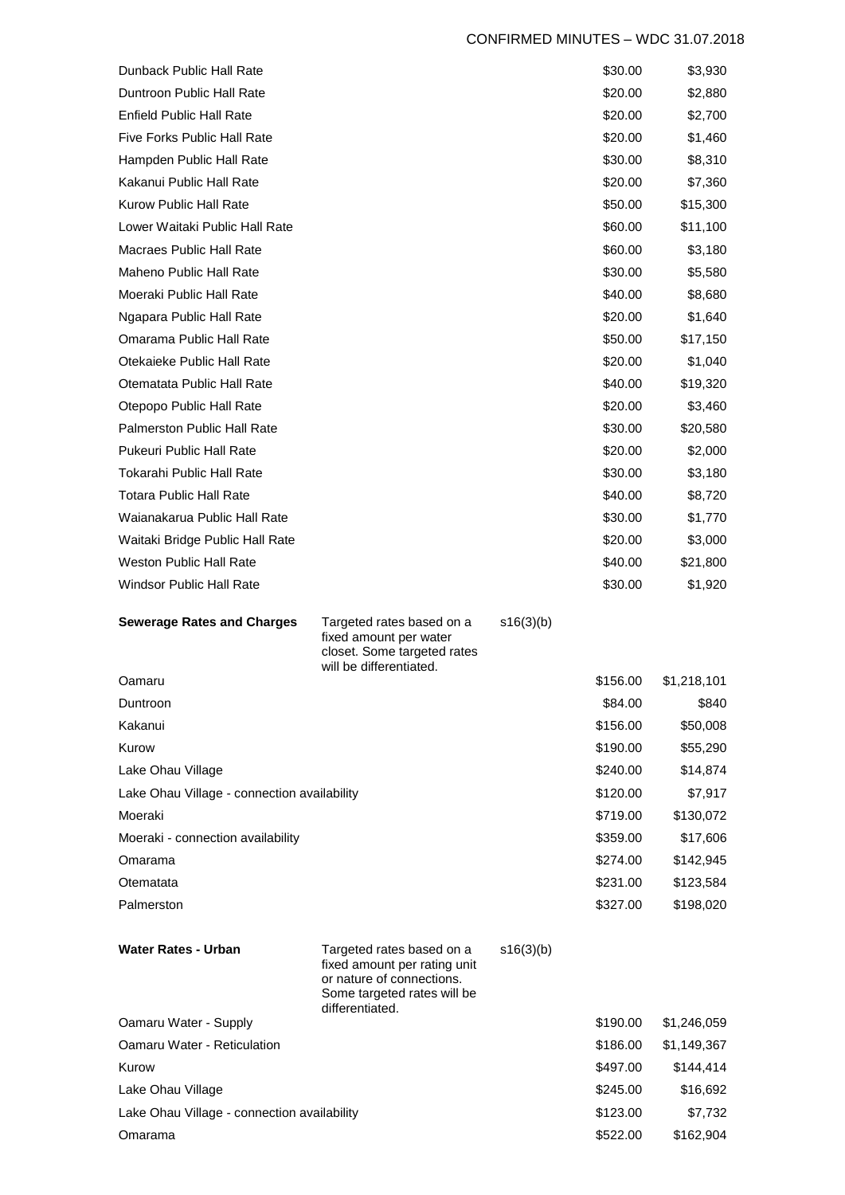| | | | | |
|---|---|---|---|---|
| Dunback Public Hall Rate | | | \$30.00 | \$3,930 |
| Duntroon Public Hall Rate | | | \$20.00 | \$2,880 |
| Enfield Public Hall Rate | | | \$20.00 | \$2,700 |
| Five Forks Public Hall Rate | | | \$20.00 | \$1,460 |
| Hampden Public Hall Rate | | | \$30.00 | \$8,310 |
| Kakanui Public Hall Rate | | | \$20.00 | \$7,360 |
| Kurow Public Hall Rate | | | \$50.00 | \$15,300 |
| Lower Waitaki Public Hall Rate | | | \$60.00 | \$11,100 |
| Macraes Public Hall Rate | | | \$60.00 | \$3,180 |
| Maheno Public Hall Rate | | | \$30.00 | \$5,580 |
| Moeraki Public Hall Rate | | | \$40.00 | \$8,680 |
| Ngapara Public Hall Rate | | | \$20.00 | \$1,640 |
| Omarama Public Hall Rate | | | \$50.00 | \$17,150 |
| Otekaieke Public Hall Rate | | | \$20.00 | \$1,040 |
| Otematata Public Hall Rate | | | \$40.00 | \$19,320 |
| Otepopo Public Hall Rate | | | \$20.00 | \$3,460 |
| Palmerston Public Hall Rate | | | \$30.00 | \$20,580 |
| Pukeuri Public Hall Rate | | | \$20.00 | \$2,000 |
| Tokarahi Public Hall Rate | | | \$30.00 | \$3,180 |
| Totara Public Hall Rate | | | \$40.00 | \$8,720 |
| Waianakarua Public Hall Rate | | | \$30.00 | \$1,770 |
| Waitaki Bridge Public Hall Rate | | | \$20.00 | \$3,000 |
| Weston Public Hall Rate | | | \$40.00 | \$21,800 |
| Windsor Public Hall Rate | | | \$30.00 | \$1,920 |
| **Sewerage Rates and Charges** | Targeted rates based on a fixed amount per water closet. Some targeted rates will be differentiated. | s16(3)(b) | | |
| Oamaru | | | \$156.00 | \$1,218,101 |
| Duntroon | | | \$84.00 | \$840 |
| Kakanui | | | \$156.00 | \$50,008 |
| Kurow | | | \$190.00 | \$55,290 |
| Lake Ohau Village | | | \$240.00 | \$14,874 |
| Lake Ohau Village - connection availability | | | \$120.00 | \$7,917 |
| Moeraki | | | \$719.00 | \$130,072 |
| Moeraki - connection availability | | | \$359.00 | \$17,606 |
| Omarama | | | \$274.00 | \$142,945 |
| Otematata | | | \$231.00 | \$123,584 |
| Palmerston | | | \$327.00 | \$198,020 |
| **Water Rates - Urban** | Targeted rates based on a fixed amount per rating unit or nature of connections. Some targeted rates will be differentiated. | s16(3)(b) | | |
| Oamaru Water - Supply | | | \$190.00 | \$1,246,059 |
| Oamaru Water - Reticulation | | | \$186.00 | \$1,149,367 |
| Kurow | | | \$497.00 | \$144,414 |
| Lake Ohau Village | | | \$245.00 | \$16,692 |
| Lake Ohau Village - connection availability | | | \$123.00 | \$7,732 |
| Omarama | | | \$522.00 | \$162,904 |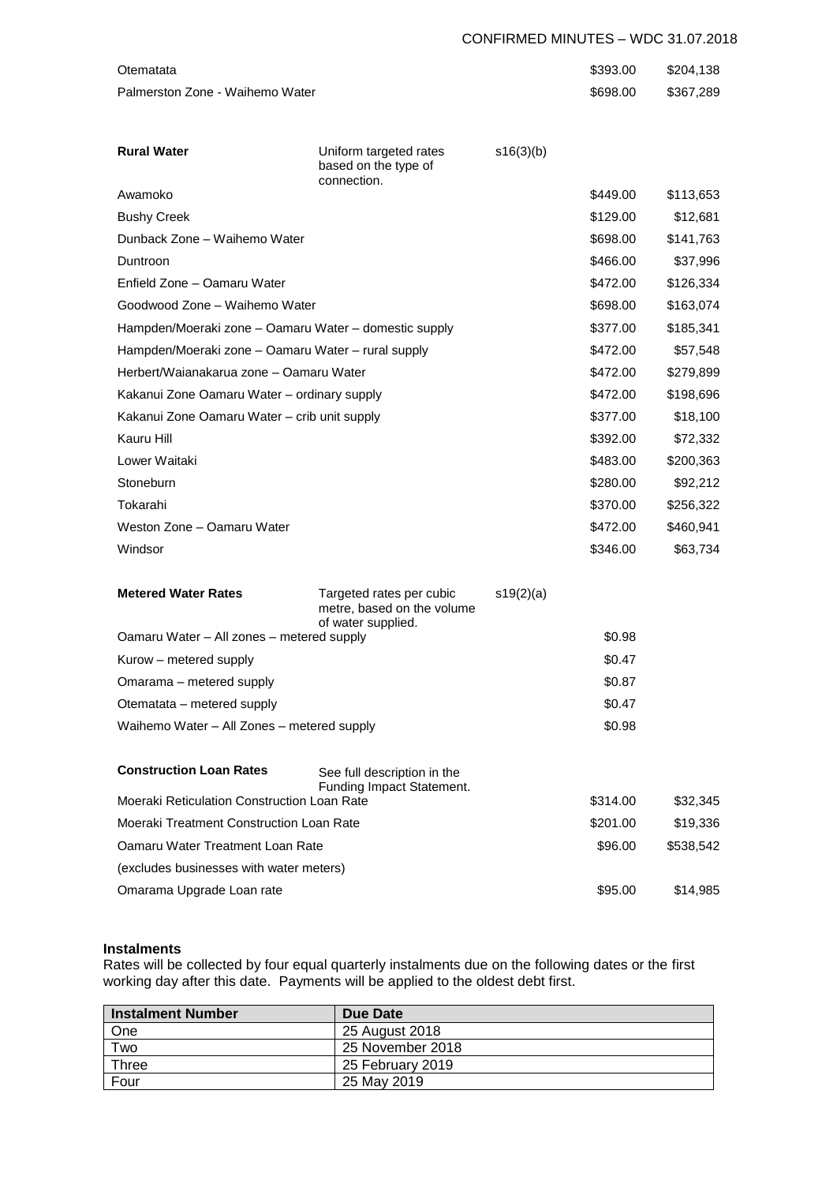| | | | | |
|---|---|---|---|---|
| Otematata | | | \$393.00 | \$204,138 |
| Palmerston Zone - Waihemo Water | | | \$698.00 | \$367,289 |
| | | | | |
| **Rural Water** | Uniform targeted rates based on the type of connection. | s16(3)(b) | | |
| Awamoko | | | \$449.00 | \$113,653 |
| Bushy Creek | | | \$129.00 | \$12,681 |
| Dunback Zone – Waihemo Water | | | \$698.00 | \$141,763 |
| Duntroon | | | \$466.00 | \$37,996 |
| Enfield Zone – Oamaru Water | | | \$472.00 | \$126,334 |
| Goodwood Zone – Waihemo Water | | | \$698.00 | \$163,074 |
| Hampden/Moeraki zone – Oamaru Water – domestic supply | | | \$377.00 | \$185,341 |
| Hampden/Moeraki zone – Oamaru Water – rural supply | | | \$472.00 | \$57,548 |
| Herbert/Waianakarua zone – Oamaru Water | | | \$472.00 | \$279,899 |
| Kakanui Zone Oamaru Water – ordinary supply | | | \$472.00 | \$198,696 |
| Kakanui Zone Oamaru Water – crib unit supply | | | \$377.00 | \$18,100 |
| Kauru Hill | | | \$392.00 | \$72,332 |
| Lower Waitaki | | | \$483.00 | \$200,363 |
| Stoneburn | | | \$280.00 | \$92,212 |
| Tokarahi | | | \$370.00 | \$256,322 |
| Weston Zone – Oamaru Water | | | \$472.00 | \$460,941 |
| Windsor | | | \$346.00 | \$63,734 |
| | | | | |
| **Metered Water Rates** | Targeted rates per cubic metre, based on the volume of water supplied. | s19(2)(a) | | |
| Oamaru Water – All zones – metered supply | | | \$0.98 | |
| Kurow – metered supply | | | \$0.47 | |
| Omarama – metered supply | | | \$0.87 | |
| Otematata – metered supply | | | \$0.47 | |
| Waihemo Water – All Zones – metered supply | | | \$0.98 | |
| | | | | |
| **Construction Loan Rates** | See full description in the Funding Impact Statement. | | | |
| Moeraki Reticulation Construction Loan Rate | | | \$314.00 | \$32,345 |
| Moeraki Treatment Construction Loan Rate | | | \$201.00 | \$19,336 |
| Oamaru Water Treatment Loan Rate | | | \$96.00 | \$538,542 |
| (excludes businesses with water meters) | | | | |
| Omarama Upgrade Loan rate | | | \$95.00 | \$14,985 |

**Instalments**

Rates will be collected by four equal quarterly instalments due on the following dates or the first working day after this date. Payments will be applied to the oldest debt first.

| Instalment Number | Due Date |
|---|---|
| One | 25 August 2018 |
| Two | 25 November 2018 |
| Three | 25 February 2019 |
| Four | 25 May 2019 |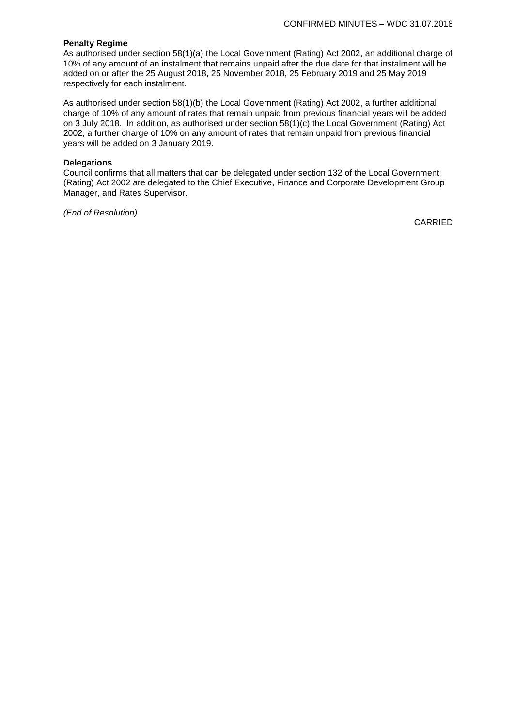**Penalty Regime**

As authorised under section 58(1)(a) the Local Government (Rating) Act 2002, an additional charge of 10% of any amount of an instalment that remains unpaid after the due date for that instalment will be added on or after the 25 August 2018, 25 November 2018, 25 February 2019 and 25 May 2019 respectively for each instalment.

As authorised under section 58(1)(b) the Local Government (Rating) Act 2002, a further additional charge of 10% of any amount of rates that remain unpaid from previous financial years will be added on 3 July 2018. In addition, as authorised under section 58(1)(c) the Local Government (Rating) Act 2002, a further charge of 10% on any amount of rates that remain unpaid from previous financial years will be added on 3 January 2019.

**Delegations**

Council confirms that all matters that can be delegated under section 132 of the Local Government (Rating) Act 2002 are delegated to the Chief Executive, Finance and Corporate Development Group Manager, and Rates Supervisor.

*(End of Resolution)*

CARRIED